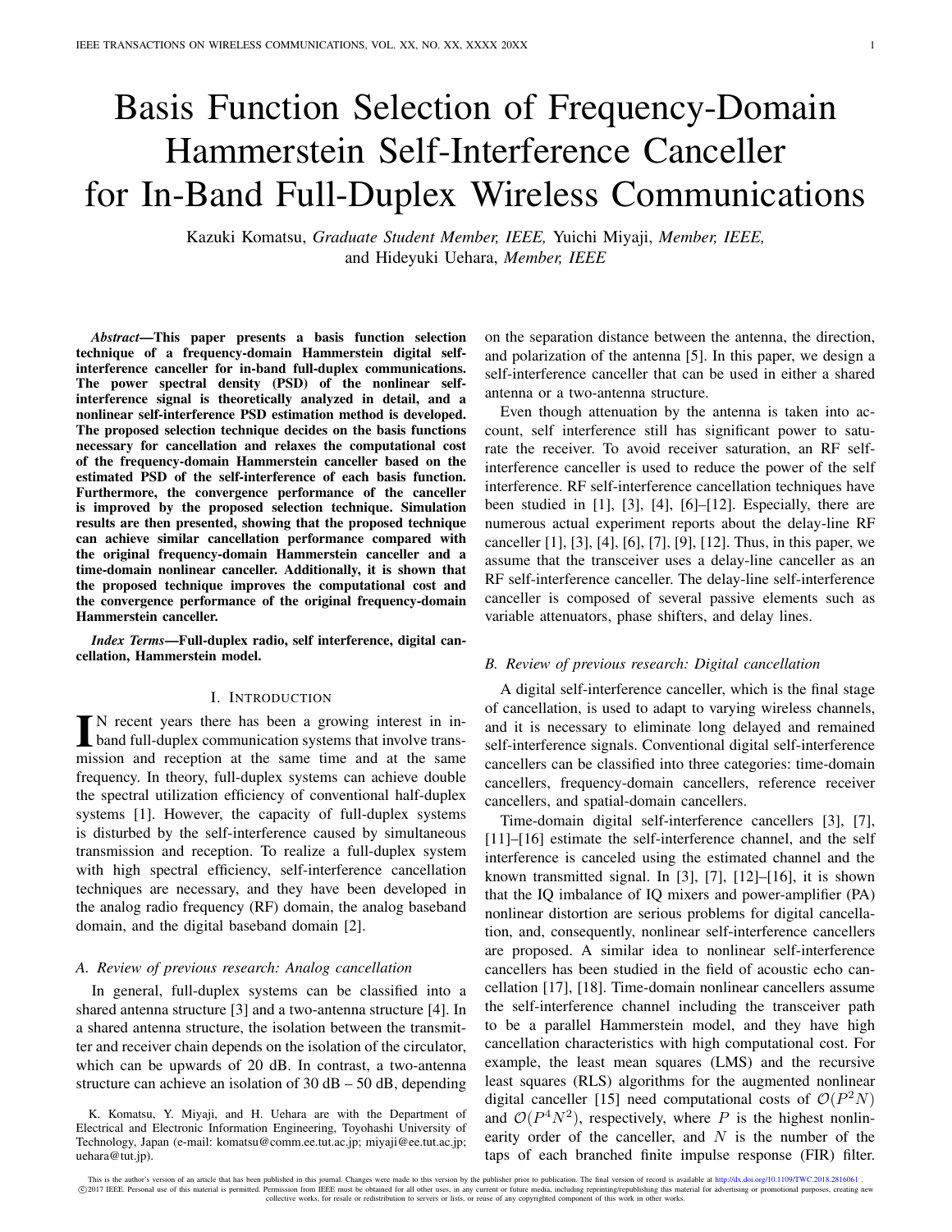# Basis Function Selection of Frequency-Domain Hammerstein Self-Interference Canceller for In-Band Full-Duplex Wireless Communications

Kazuki Komatsu, *Graduate Student Member, IEEE,* Yuichi Miyaji, *Member, IEEE,* and Hideyuki Uehara, *Member, IEEE*

***Abstract*—This paper presents a basis function selection technique of a frequency-domain Hammerstein digital self-interference canceller for in-band full-duplex communications. The power spectral density (PSD) of the nonlinear self-interference signal is theoretically analyzed in detail, and a nonlinear self-interference PSD estimation method is developed. The proposed selection technique decides on the basis functions necessary for cancellation and relaxes the computational cost of the frequency-domain Hammerstein canceller based on the estimated PSD of the self-interference of each basis function. Furthermore, the convergence performance of the canceller is improved by the proposed selection technique. Simulation results are then presented, showing that the proposed technique can achieve similar cancellation performance compared with the original frequency-domain Hammerstein canceller and a time-domain nonlinear canceller. Additionally, it is shown that the proposed technique improves the computational cost and the convergence performance of the original frequency-domain Hammerstein canceller.**

***Index Terms*—Full-duplex radio, self interference, digital cancellation, Hammerstein model.**

## I. Introduction

In recent years there has been a growing interest in in-band full-duplex communication systems that involve transmission and reception at the same time and at the same frequency. In theory, full-duplex systems can achieve double the spectral utilization efficiency of conventional half-duplex systems [1]. However, the capacity of full-duplex systems is disturbed by the self-interference caused by simultaneous transmission and reception. To realize a full-duplex system with high spectral efficiency, self-interference cancellation techniques are necessary, and they have been developed in the analog radio frequency (RF) domain, the analog baseband domain, and the digital baseband domain [2].

### A. Review of previous research: Analog cancellation

In general, full-duplex systems can be classified into a shared antenna structure [3] and a two-antenna structure [4]. In a shared antenna structure, the isolation between the transmitter and receiver chain depends on the isolation of the circulator, which can be upwards of 20 dB. In contrast, a two-antenna structure can achieve an isolation of 30 dB – 50 dB, depending on the separation distance between the antenna, the direction, and polarization of the antenna [5]. In this paper, we design a self-interference canceller that can be used in either a shared antenna or a two-antenna structure.

Even though attenuation by the antenna is taken into account, self interference still has significant power to saturate the receiver. To avoid receiver saturation, an RF self-interference canceller is used to reduce the power of the self interference. RF self-interference cancellation techniques have been studied in [1], [3], [4], [6]–[12]. Especially, there are numerous actual experiment reports about the delay-line RF canceller [1], [3], [4], [6], [7], [9], [12]. Thus, in this paper, we assume that the transceiver uses a delay-line canceller as an RF self-interference canceller. The delay-line self-interference canceller is composed of several passive elements such as variable attenuators, phase shifters, and delay lines.

### B. Review of previous research: Digital cancellation

A digital self-interference canceller, which is the final stage of cancellation, is used to adapt to varying wireless channels, and it is necessary to eliminate long delayed and remained self-interference signals. Conventional digital self-interference cancellers can be classified into three categories: time-domain cancellers, frequency-domain cancellers, reference receiver cancellers, and spatial-domain cancellers.

Time-domain digital self-interference cancellers [3], [7], [11]–[16] estimate the self-interference channel, and the self interference is canceled using the estimated channel and the known transmitted signal. In [3], [7], [12]–[16], it is shown that the IQ imbalance of IQ mixers and power-amplifier (PA) nonlinear distortion are serious problems for digital cancellation, and, consequently, nonlinear self-interference cancellers are proposed. A similar idea to nonlinear self-interference cancellers has been studied in the field of acoustic echo cancellation [17], [18]. Time-domain nonlinear cancellers assume the self-interference channel including the transceiver path to be a parallel Hammerstein model, and they have high cancellation characteristics with high computational cost. For example, the least mean squares (LMS) and the recursive least squares (RLS) algorithms for the augmented nonlinear digital canceller [15] need computational costs of $\mathcal{O}(P^2N)$ and $\mathcal{O}(P^4N^2)$, respectively, where $P$ is the highest nonlinearity order of the canceller, and $N$ is the number of the taps of each branched finite impulse response (FIR) filter.

K. Komatsu, Y. Miyaji, and H. Uehara are with the Department of Electrical and Electronic Information Engineering, Toyohashi University of Technology, Japan (e-mail: komatsu@comm.ee.tut.ac.jp; miyaji@ee.tut.ac.jp; uehara@tut.jp).

This is the author's version of an article that has been published in this journal. Changes were made to this version by the publisher prior to publication. The final version of record is available at http://dx.doi.org/10.1109/TWC.2018.2816061 .
©2017 IEEE. Personal use of this material is permitted. Permission from IEEE must be obtained for all other uses, in any current or future media, including reprinting/republishing this material for advertising or promotional purposes, creating new collective works, for resale or redistribution to servers or lists, or reuse of any copyrighted component of this work in other works.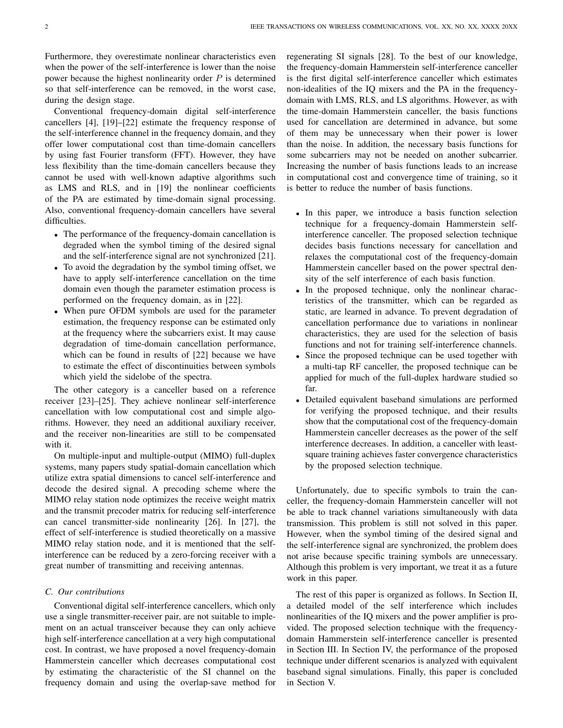Furthermore, they overestimate nonlinear characteristics even when the power of the self-interference is lower than the noise power because the highest nonlinearity order $P$ is determined so that self-interference can be removed, in the worst case, during the design stage.

Conventional frequency-domain digital self-interference cancellers [4], [19]–[22] estimate the frequency response of the self-interference channel in the frequency domain, and they offer lower computational cost than time-domain cancellers by using fast Fourier transform (FFT). However, they have less flexibility than the time-domain cancellers because they cannot be used with well-known adaptive algorithms such as LMS and RLS, and in [19] the nonlinear coefficients of the PA are estimated by time-domain signal processing. Also, conventional frequency-domain cancellers have several difficulties.

- The performance of the frequency-domain cancellation is degraded when the symbol timing of the desired signal and the self-interference signal are not synchronized [21].
- To avoid the degradation by the symbol timing offset, we have to apply self-interference cancellation on the time domain even though the parameter estimation process is performed on the frequency domain, as in [22].
- When pure OFDM symbols are used for the parameter estimation, the frequency response can be estimated only at the frequency where the subcarriers exist. It may cause degradation of time-domain cancellation performance, which can be found in results of [22] because we have to estimate the effect of discontinuities between symbols which yield the sidelobe of the spectra.

The other category is a canceller based on a reference receiver [23]–[25]. They achieve nonlinear self-interference cancellation with low computational cost and simple algorithms. However, they need an additional auxiliary receiver, and the receiver non-linearities are still to be compensated with it.

On multiple-input and multiple-output (MIMO) full-duplex systems, many papers study spatial-domain cancellation which utilize extra spatial dimensions to cancel self-interference and decode the desired signal. A precoding scheme where the MIMO relay station node optimizes the receive weight matrix and the transmit precoder matrix for reducing self-interference can cancel transmitter-side nonlinearity [26]. In [27], the effect of self-interference is studied theoretically on a massive MIMO relay station node, and it is mentioned that the self-interference can be reduced by a zero-forcing receiver with a great number of transmitting and receiving antennas.

### C. Our contributions

Conventional digital self-interference cancellers, which only use a single transmitter-receiver pair, are not suitable to implement on an actual transceiver because they can only achieve high self-interference cancellation at a very high computational cost. In contrast, we have proposed a novel frequency-domain Hammerstein canceller which decreases computational cost by estimating the characteristic of the SI channel on the frequency domain and using the overlap-save method for regenerating SI signals [28]. To the best of our knowledge, the frequency-domain Hammerstein self-interference canceller is the first digital self-interference canceller which estimates non-idealities of the IQ mixers and the PA in the frequency-domain with LMS, RLS, and LS algorithms. However, as with the time-domain Hammerstein canceller, the basis functions used for cancellation are determined in advance, but some of them may be unnecessary when their power is lower than the noise. In addition, the necessary basis functions for some subcarriers may not be needed on another subcarrier. Increasing the number of basis functions leads to an increase in computational cost and convergence time of training, so it is better to reduce the number of basis functions.

- In this paper, we introduce a basis function selection technique for a frequency-domain Hammerstein self-interference canceller. The proposed selection technique decides basis functions necessary for cancellation and relaxes the computational cost of the frequency-domain Hammerstein canceller based on the power spectral density of the self interference of each basis function.
- In the proposed technique, only the nonlinear characteristics of the transmitter, which can be regarded as static, are learned in advance. To prevent degradation of cancellation performance due to variations in nonlinear characteristics, they are used for the selection of basis functions and not for training self-interference channels.
- Since the proposed technique can be used together with a multi-tap RF canceller, the proposed technique can be applied for much of the full-duplex hardware studied so far.
- Detailed equivalent baseband simulations are performed for verifying the proposed technique, and their results show that the computational cost of the frequency-domain Hammerstein canceller decreases as the power of the self interference decreases. In addition, a canceller with least-square training achieves faster convergence characteristics by the proposed selection technique.

Unfortunately, due to specific symbols to train the canceller, the frequency-domain Hammerstein canceller will not be able to track channel variations simultaneously with data transmission. This problem is still not solved in this paper. However, when the symbol timing of the desired signal and the self-interference signal are synchronized, the problem does not arise because specific training symbols are unnecessary. Although this problem is very important, we treat it as a future work in this paper.

The rest of this paper is organized as follows. In Section II, a detailed model of the self interference which includes nonlinearities of the IQ mixers and the power amplifier is provided. The proposed selection technique with the frequency-domain Hammerstein self-interference canceller is presented in Section III. In Section IV, the performance of the proposed technique under different scenarios is analyzed with equivalent baseband signal simulations. Finally, this paper is concluded in Section V.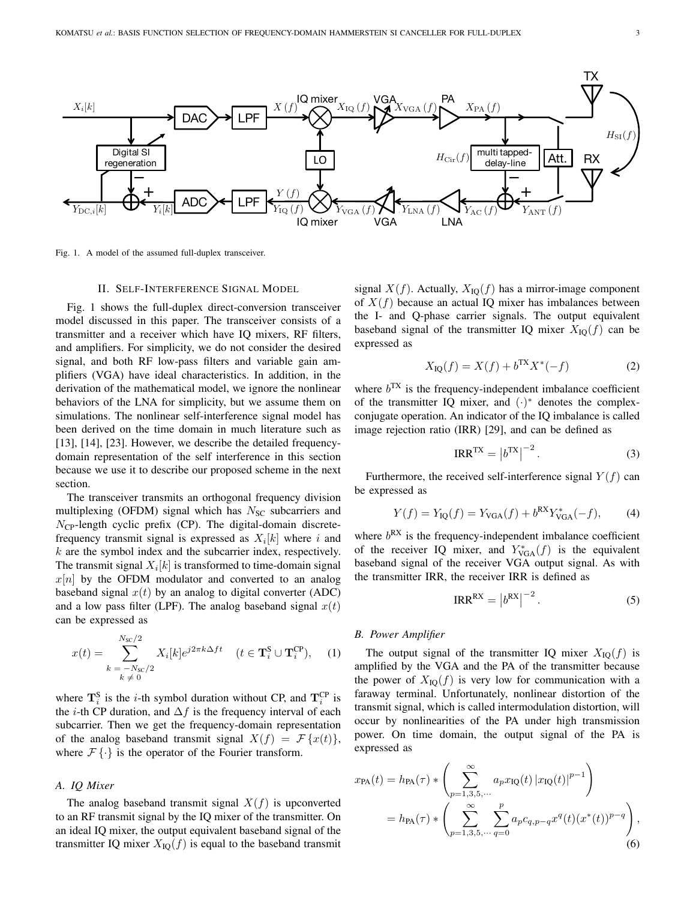Fig. 1. A model of the assumed full-duplex transceiver.

## II. Self-Interference Signal Model

Fig. 1 shows the full-duplex direct-conversion transceiver model discussed in this paper. The transceiver consists of a transmitter and a receiver which have IQ mixers, RF filters, and amplifiers. For simplicity, we do not consider the desired signal, and both RF low-pass filters and variable gain amplifiers (VGA) have ideal characteristics. In addition, in the derivation of the mathematical model, we ignore the nonlinear behaviors of the LNA for simplicity, but we assume them on simulations. The nonlinear self-interference signal model has been derived on the time domain in much literature such as [13], [14], [23]. However, we describe the detailed frequency-domain representation of the self interference in this section because we use it to describe our proposed scheme in the next section.

The transceiver transmits an orthogonal frequency division multiplexing (OFDM) signal which has $N_{\text{SC}}$ subcarriers and $N_{\text{CP}}$-length cyclic prefix (CP). The digital-domain discrete-frequency transmit signal is expressed as $X_i[k]$ where $i$ and $k$ are the symbol index and the subcarrier index, respectively. The transmit signal $X_i[k]$ is transformed to time-domain signal $x[n]$ by the OFDM modulator and converted to an analog baseband signal $x(t)$ by an analog to digital converter (ADC) and a low pass filter (LPF). The analog baseband signal $x(t)$ can be expressed as

$$x(t) = \sum_{\substack{k=-N_{\text{SC}}/2 \\ k \neq 0}}^{N_{\text{SC}}/2} X_i[k] e^{j2\pi k \Delta f t} \quad (t \in \mathbf{T}_i^{\text{S}} \cup \mathbf{T}_i^{\text{CP}}), \tag{1}$$

where $\mathbf{T}_i^{\text{S}}$ is the $i$-th symbol duration without CP, and $\mathbf{T}_i^{\text{CP}}$ is the $i$-th CP duration, and $\Delta f$ is the frequency interval of each subcarrier. Then we get the frequency-domain representation of the analog baseband transmit signal $X(f) = \mathcal{F}\{x(t)\}$, where $\mathcal{F}\{\cdot\}$ is the operator of the Fourier transform.

### A. IQ Mixer

The analog baseband transmit signal $X(f)$ is upconverted to an RF transmit signal by the IQ mixer of the transmitter. On an ideal IQ mixer, the output equivalent baseband signal of the transmitter IQ mixer $X_{\text{IQ}}(f)$ is equal to the baseband transmit signal $X(f)$. Actually, $X_{\text{IQ}}(f)$ has a mirror-image component of $X(f)$ because an actual IQ mixer has imbalances between the I- and Q-phase carrier signals. The output equivalent baseband signal of the transmitter IQ mixer $X_{\text{IQ}}(f)$ can be expressed as

$$X_{\text{IQ}}(f) = X(f) + b^{\text{TX}} X^*(-f) \tag{2}$$

where $b^{\text{TX}}$ is the frequency-independent imbalance coefficient of the transmitter IQ mixer, and $(\cdot)^*$ denotes the complex-conjugate operation. An indicator of the IQ imbalance is called image rejection ratio (IRR) [29], and can be defined as

$$\text{IRR}^{\text{TX}} = \left| b^{\text{TX}} \right|^{-2}. \tag{3}$$

Furthermore, the received self-interference signal $Y(f)$ can be expressed as

$$Y(f) = Y_{\text{IQ}}(f) = Y_{\text{VGA}}(f) + b^{\text{RX}} Y_{\text{VGA}}^*(-f), \tag{4}$$

where $b^{\text{RX}}$ is the frequency-independent imbalance coefficient of the receiver IQ mixer, and $Y_{\text{VGA}}^*(f)$ is the equivalent baseband signal of the receiver VGA output signal. As with the transmitter IRR, the receiver IRR is defined as

$$\text{IRR}^{\text{RX}} = \left| b^{\text{RX}} \right|^{-2}. \tag{5}$$

### B. Power Amplifier

The output signal of the transmitter IQ mixer $X_{\text{IQ}}(f)$ is amplified by the VGA and the PA of the transmitter because the power of $X_{\text{IQ}}(f)$ is very low for communication with a faraway terminal. Unfortunately, nonlinear distortion of the transmit signal, which is called intermodulation distortion, will occur by nonlinearities of the PA under high transmission power. On time domain, the output signal of the PA is expressed as

$$\begin{aligned}
x_{\text{PA}}(t) &= h_{\text{PA}}(\tau) * \left( \sum_{p=1,3,5,\cdots}^{\infty} a_p x_{\text{IQ}}(t) \left| x_{\text{IQ}}(t) \right|^{p-1} \right) \\
&= h_{\text{PA}}(\tau) * \left( \sum_{p=1,3,5,\cdots}^{\infty} \sum_{q=0}^{p} a_p c_{q,p-q} x^q(t) (x^*(t))^{p-q} \right),
\end{aligned} \tag{6}$$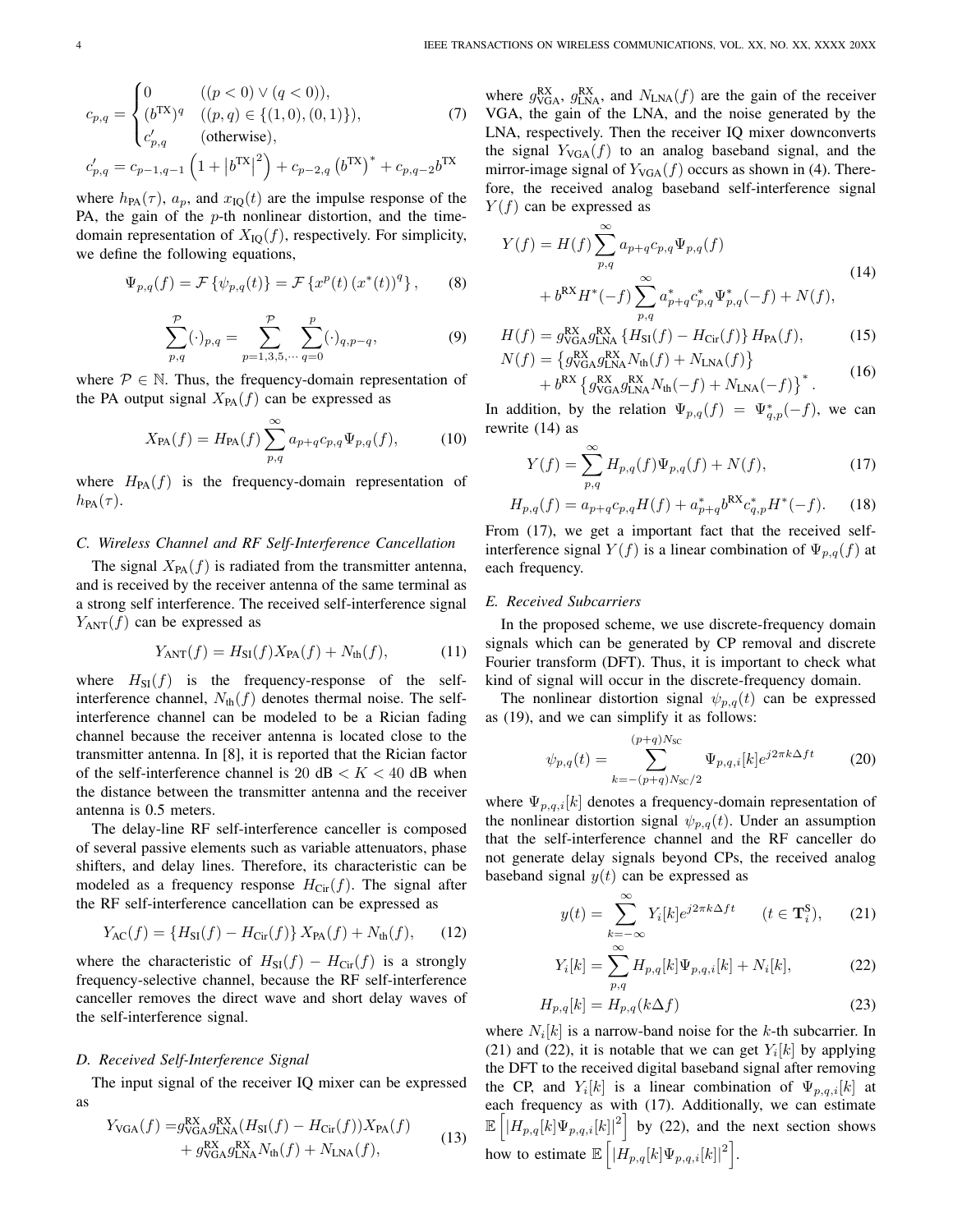$$
c_{p,q} = \begin{cases} 0 & ((p<0) \vee (q<0)), \\ (b^{\mathrm{TX}})^q & ((p,q) \in \{(1,0),(0,1)\}), \\ c'_{p,q} & (\text{otherwise}), \end{cases} \tag{7}
$$

$$
c'_{p,q} = c_{p-1,q-1}\left(1+\left|b^{\mathrm{TX}}\right|^2\right) + c_{p-2,q}\left(b^{\mathrm{TX}}\right)^* + c_{p,q-2}b^{\mathrm{TX}}
$$

where $h_{\mathrm{PA}}(\tau)$, $a_p$, and $x_{\mathrm{IQ}}(t)$ are the impulse response of the PA, the gain of the $p$-th nonlinear distortion, and the time-domain representation of $X_{\mathrm{IQ}}(f)$, respectively. For simplicity, we define the following equations,

$$
\Psi_{p,q}(f) = \mathcal{F}\left\{\psi_{p,q}(t)\right\} = \mathcal{F}\left\{x^p(t)\left(x^*(t)\right)^q\right\}, \tag{8}
$$

$$
\sum_{p,q}^{\mathcal{P}}(\cdot)_{p,q} = \sum_{p=1,3,5,\cdots}^{\mathcal{P}}\sum_{q=0}^{p}(\cdot)_{q,p-q}, \tag{9}
$$

where $\mathcal{P} \in \mathbb{N}$. Thus, the frequency-domain representation of the PA output signal $X_{\mathrm{PA}}(f)$ can be expressed as

$$
X_{\mathrm{PA}}(f) = H_{\mathrm{PA}}(f)\sum_{p,q}^{\infty} a_{p+q}c_{p,q}\Psi_{p,q}(f), \tag{10}
$$

where $H_{\mathrm{PA}}(f)$ is the frequency-domain representation of $h_{\mathrm{PA}}(\tau)$.

### C. Wireless Channel and RF Self-Interference Cancellation

The signal $X_{\mathrm{PA}}(f)$ is radiated from the transmitter antenna, and is received by the receiver antenna of the same terminal as a strong self interference. The received self-interference signal $Y_{\mathrm{ANT}}(f)$ can be expressed as

$$
Y_{\mathrm{ANT}}(f) = H_{\mathrm{SI}}(f)X_{\mathrm{PA}}(f) + N_{\mathrm{th}}(f), \tag{11}
$$

where $H_{\mathrm{SI}}(f)$ is the frequency-response of the self-interference channel, $N_{\mathrm{th}}(f)$ denotes thermal noise. The self-interference channel can be modeled to be a Rician fading channel because the receiver antenna is located close to the transmitter antenna. In [8], it is reported that the Rician factor of the self-interference channel is 20 dB $< K <$ 40 dB when the distance between the transmitter antenna and the receiver antenna is 0.5 meters.

The delay-line RF self-interference canceller is composed of several passive elements such as variable attenuators, phase shifters, and delay lines. Therefore, its characteristic can be modeled as a frequency response $H_{\mathrm{Cir}}(f)$. The signal after the RF self-interference cancellation can be expressed as

$$
Y_{\mathrm{AC}}(f) = \left\{H_{\mathrm{SI}}(f) - H_{\mathrm{Cir}}(f)\right\}X_{\mathrm{PA}}(f) + N_{\mathrm{th}}(f), \tag{12}
$$

where the characteristic of $H_{\mathrm{SI}}(f) - H_{\mathrm{Cir}}(f)$ is a strongly frequency-selective channel, because the RF self-interference canceller removes the direct wave and short delay waves of the self-interference signal.

### D. Received Self-Interference Signal

The input signal of the receiver IQ mixer can be expressed as

$$
\begin{aligned}
Y_{\mathrm{VGA}}(f) = & g_{\mathrm{VGA}}^{\mathrm{RX}}g_{\mathrm{LNA}}^{\mathrm{RX}}(H_{\mathrm{SI}}(f) - H_{\mathrm{Cir}}(f))X_{\mathrm{PA}}(f) \\
& + g_{\mathrm{VGA}}^{\mathrm{RX}}g_{\mathrm{LNA}}^{\mathrm{RX}}N_{\mathrm{th}}(f) + N_{\mathrm{LNA}}(f),
\end{aligned} \tag{13}
$$

where $g_{\mathrm{VGA}}^{\mathrm{RX}}$, $g_{\mathrm{LNA}}^{\mathrm{RX}}$, and $N_{\mathrm{LNA}}(f)$ are the gain of the receiver VGA, the gain of the LNA, and the noise generated by the LNA, respectively. Then the receiver IQ mixer downconverts the signal $Y_{\mathrm{VGA}}(f)$ to an analog baseband signal, and the mirror-image signal of $Y_{\mathrm{VGA}}(f)$ occurs as shown in (4). Therefore, the received analog baseband self-interference signal $Y(f)$ can be expressed as

$$
\begin{aligned}
Y(f) = & H(f)\sum_{p,q}^{\infty} a_{p+q}c_{p,q}\Psi_{p,q}(f) \\
& + b^{\mathrm{RX}}H^*(-f)\sum_{p,q}^{\infty} a_{p+q}^*c_{p,q}^*\Psi_{p,q}^*(-f) + N(f),
\end{aligned} \tag{14}
$$

$$
H(f) = g_{\mathrm{VGA}}^{\mathrm{RX}}g_{\mathrm{LNA}}^{\mathrm{RX}}\left\{H_{\mathrm{SI}}(f) - H_{\mathrm{Cir}}(f)\right\}H_{\mathrm{PA}}(f), \tag{15}
$$

$$
\begin{aligned}
N(f) = & \left\{g_{\mathrm{VGA}}^{\mathrm{RX}}g_{\mathrm{LNA}}^{\mathrm{RX}}N_{\mathrm{th}}(f) + N_{\mathrm{LNA}}(f)\right\} \\
& + b^{\mathrm{RX}}\left\{g_{\mathrm{VGA}}^{\mathrm{RX}}g_{\mathrm{LNA}}^{\mathrm{RX}}N_{\mathrm{th}}(-f) + N_{\mathrm{LNA}}(-f)\right\}^*.
\end{aligned} \tag{16}
$$

In addition, by the relation $\Psi_{p,q}(f) = \Psi_{q,p}^*(-f)$, we can rewrite (14) as

$$
Y(f) = \sum_{p,q}^{\infty} H_{p,q}(f)\Psi_{p,q}(f) + N(f), \tag{17}
$$

$$
H_{p,q}(f) = a_{p+q}c_{p,q}H(f) + a_{p+q}^*b^{\mathrm{RX}}c_{q,p}^*H^*(-f). \tag{18}
$$

From (17), we get a important fact that the received self-interference signal $Y(f)$ is a linear combination of $\Psi_{p,q}(f)$ at each frequency.

### E. Received Subcarriers

In the proposed scheme, we use discrete-frequency domain signals which can be generated by CP removal and discrete Fourier transform (DFT). Thus, it is important to check what kind of signal will occur in the discrete-frequency domain.

The nonlinear distortion signal $\psi_{p,q}(t)$ can be expressed as (19), and we can simplify it as follows:

$$
\psi_{p,q}(t) = \sum_{k=-(p+q)N_{\mathrm{SC}}/2}^{(p+q)N_{\mathrm{SC}}} \Psi_{p,q,i}[k]e^{j2\pi k\Delta ft} \tag{20}
$$

where $\Psi_{p,q,i}[k]$ denotes a frequency-domain representation of the nonlinear distortion signal $\psi_{p,q}(t)$. Under an assumption that the self-interference channel and the RF canceller do not generate delay signals beyond CPs, the received analog baseband signal $y(t)$ can be expressed as

$$
y(t) = \sum_{k=-\infty}^{\infty} Y_i[k]e^{j2\pi k\Delta ft} \qquad (t \in \mathbf{T}_i^{\mathrm{S}}), \tag{21}
$$

$$
Y_i[k] = \sum_{p,q}^{\infty} H_{p,q}[k]\Psi_{p,q,i}[k] + N_i[k], \tag{22}
$$

$$
H_{p,q}[k] = H_{p,q}(k\Delta f) \tag{23}
$$

where $N_i[k]$ is a narrow-band noise for the $k$-th subcarrier. In (21) and (22), it is notable that we can get $Y_i[k]$ by applying the DFT to the received digital baseband signal after removing the CP, and $Y_i[k]$ is a linear combination of $\Psi_{p,q,i}[k]$ at each frequency as with (17). Additionally, we can estimate $\mathbb{E}\left[\left|H_{p,q}[k]\Psi_{p,q,i}[k]\right|^2\right]$ by (22), and the next section shows how to estimate $\mathbb{E}\left[\left|H_{p,q}[k]\Psi_{p,q,i}[k]\right|^2\right]$.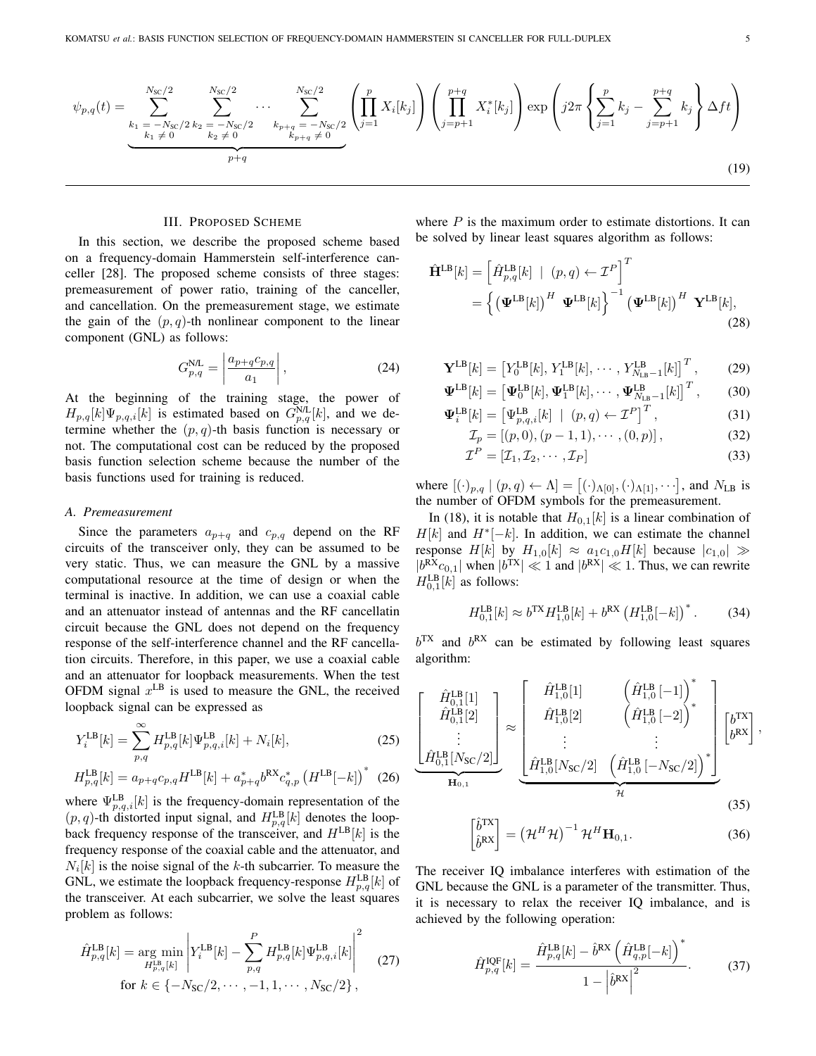$$
\psi_{p,q}(t) = \underbrace{\sum_{\substack{k_1=-N_{\text{SC}}/2\\k_1\neq 0}}^{N_{\text{SC}}/2}\sum_{\substack{k_2=-N_{\text{SC}}/2\\k_2\neq 0}}^{N_{\text{SC}}/2}\cdots\sum_{\substack{k_{p+q}=-N_{\text{SC}}/2\\k_{p+q}\neq 0}}^{N_{\text{SC}}/2}}_{p+q}\left(\prod_{j=1}^{p}X_i[k_j]\right)\left(\prod_{j=p+1}^{p+q}X_i^*[k_j]\right)\exp\left(j2\pi\left\{\sum_{j=1}^{p}k_j-\sum_{j=p+1}^{p+q}k_j\right\}\Delta f t\right) \tag{19}
$$

## III. Proposed Scheme

In this section, we describe the proposed scheme based on a frequency-domain Hammerstein self-interference canceller [28]. The proposed scheme consists of three stages: premeasurement of power ratio, training of the canceller, and cancellation. On the premeasurement stage, we estimate the gain of the $(p,q)$-th nonlinear component to the linear component (GNL) as follows:

$$
G^{\text{N/L}}_{p,q} = \left|\frac{a_{p+q}c_{p,q}}{a_1}\right|, \tag{24}
$$

At the beginning of the training stage, the power of $H_{p,q}[k]\Psi_{p,q,i}[k]$ is estimated based on $G^{\text{N/L}}_{p,q}[k]$, and we determine whether the $(p,q)$-th basis function is necessary or not. The computational cost can be reduced by the proposed basis function selection scheme because the number of the basis functions used for training is reduced.

### A. Premeasurement

Since the parameters $a_{p+q}$ and $c_{p,q}$ depend on the RF circuits of the transceiver only, they can be assumed to be very static. Thus, we can measure the GNL by a massive computational resource at the time of design or when the terminal is inactive. In addition, we can use a coaxial cable and an attenuator instead of antennas and the RF cancellatin circuit because the GNL does not depend on the frequency response of the self-interference channel and the RF cancellation circuits. Therefore, in this paper, we use a coaxial cable and an attenuator for loopback measurements. When the test OFDM signal $x^{\text{LB}}$ is used to measure the GNL, the received loopback signal can be expressed as

$$
Y^{\text{LB}}_i[k] = \sum_{p,q}^{\infty} H^{\text{LB}}_{p,q}[k]\Psi^{\text{LB}}_{p,q,i}[k] + N_i[k], \tag{25}
$$

$$
H^{\text{LB}}_{p,q}[k] = a_{p+q}c_{p,q}H^{\text{LB}}[k] + a^*_{p+q}b^{\text{RX}}c^*_{q,p}\left(H^{\text{LB}}[-k]\right)^* \tag{26}
$$

where $\Psi^{\text{LB}}_{p,q,i}[k]$ is the frequency-domain representation of the $(p,q)$-th distorted input signal, and $H^{\text{LB}}_{p,q}[k]$ denotes the loopback frequency response of the transceiver, and $H^{\text{LB}}[k]$ is the frequency response of the coaxial cable and the attenuator, and $N_i[k]$ is the noise signal of the $k$-th subcarrier. To measure the GNL, we estimate the loopback frequency-response $H^{\text{LB}}_{p,q}[k]$ of the transceiver. At each subcarrier, we solve the least squares problem as follows:

$$
\hat{H}^{\text{LB}}_{p,q}[k] = \underset{H^{\text{LB}}_{p,q}[k]}{\arg\min}\left|Y^{\text{LB}}_i[k] - \sum_{p,q}^{P} H^{\text{LB}}_{p,q}[k]\Psi^{\text{LB}}_{p,q,i}[k]\right|^2 \quad \text{for } k\in\{-N_{\text{SC}}/2,\cdots,-1,1,\cdots,N_{\text{SC}}/2\}, \tag{27}
$$

where $P$ is the maximum order to estimate distortions. It can be solved by linear least squares algorithm as follows:

$$
\begin{aligned}
\hat{\mathbf{H}}^{\text{LB}}[k] &= \left[\hat{H}^{\text{LB}}_{p,q}[k] \;\middle|\; (p,q)\leftarrow\mathcal{I}^P\right]^T \\
&= \left\{\left(\mathbf{\Psi}^{\text{LB}}[k]\right)^H \mathbf{\Psi}^{\text{LB}}[k]\right\}^{-1}\left(\mathbf{\Psi}^{\text{LB}}[k]\right)^H \mathbf{Y}^{\text{LB}}[k],
\end{aligned} \tag{28}
$$

$$
\mathbf{Y}^{\text{LB}}[k] = \left[Y^{\text{LB}}_0[k], Y^{\text{LB}}_1[k],\cdots,Y^{\text{LB}}_{N_{\text{LB}}-1}[k]\right]^T, \tag{29}
$$

$$
\mathbf{\Psi}^{\text{LB}}[k] = \left[\mathbf{\Psi}^{\text{LB}}_0[k], \mathbf{\Psi}^{\text{LB}}_1[k],\cdots,\mathbf{\Psi}^{\text{LB}}_{N_{\text{LB}}-1}[k]\right]^T, \tag{30}
$$

$$
\mathbf{\Psi}^{\text{LB}}_i[k] = \left[\Psi^{\text{LB}}_{p,q,i}[k] \;\middle|\; (p,q)\leftarrow\mathcal{I}^P\right]^T, \tag{31}
$$

$$
\mathcal{I}_p = \left[(p,0),(p-1,1),\cdots,(0,p)\right], \tag{32}
$$

$$
\mathcal{I}^P = \left[\mathcal{I}_1,\mathcal{I}_2,\cdots,\mathcal{I}_P\right] \tag{33}
$$

where $\left[(\cdot)_{p,q} \mid (p,q)\leftarrow\Lambda\right] = \left[(\cdot)_{\Lambda[0]},(\cdot)_{\Lambda[1]},\cdots\right]$, and $N_{\text{LB}}$ is the number of OFDM symbols for the premeasurement.

In (18), it is notable that $H_{0,1}[k]$ is a linear combination of $H[k]$ and $H^*[-k]$. In addition, we can estimate the channel response $H[k]$ by $H_{1,0}[k]\approx a_1c_{1,0}H[k]$ because $|c_{1,0}|\gg|b^{\text{RX}}c_{0,1}|$ when $|b^{\text{TX}}|\ll 1$ and $|b^{\text{RX}}|\ll 1$. Thus, we can rewrite $H^{\text{LB}}_{0,1}[k]$ as follows:

$$
H^{\text{LB}}_{0,1}[k] \approx b^{\text{TX}}H^{\text{LB}}_{1,0}[k] + b^{\text{RX}}\left(H^{\text{LB}}_{1,0}[-k]\right)^*. \tag{34}
$$

$b^{\text{TX}}$ and $b^{\text{RX}}$ can be estimated by following least squares algorithm:

$$
\underbrace{\begin{bmatrix}\hat{H}^{\text{LB}}_{0,1}[1]\\ \hat{H}^{\text{LB}}_{0,1}[2]\\ \vdots\\ \hat{H}^{\text{LB}}_{0,1}[N_{\text{SC}}/2]\end{bmatrix}}_{\mathbf{H}_{0,1}} \approx \underbrace{\begin{bmatrix}\hat{H}^{\text{LB}}_{1,0}[1] & \left(\hat{H}^{\text{LB}}_{1,0}[-1]\right)^*\\ \hat{H}^{\text{LB}}_{1,0}[2] & \left(\hat{H}^{\text{LB}}_{1,0}[-2]\right)^*\\ \vdots & \vdots\\ \hat{H}^{\text{LB}}_{1,0}[N_{\text{SC}}/2] & \left(\hat{H}^{\text{LB}}_{1,0}[-N_{\text{SC}}/2]\right)^*\end{bmatrix}}_{\mathcal{H}}\begin{bmatrix}b^{\text{TX}}\\ b^{\text{RX}}\end{bmatrix}, \tag{35}
$$

$$
\begin{bmatrix}\hat{b}^{\text{TX}}\\ \hat{b}^{\text{RX}}\end{bmatrix} = \left(\mathcal{H}^H\mathcal{H}\right)^{-1}\mathcal{H}^H\mathbf{H}_{0,1}. \tag{36}
$$

The receiver IQ imbalance interferes with estimation of the GNL because the GNL is a parameter of the transmitter. Thus, it is necessary to relax the receiver IQ imbalance, and is achieved by the following operation:

$$
\hat{H}^{\text{IQF}}_{p,q}[k] = \frac{\hat{H}^{\text{LB}}_{p,q}[k] - \hat{b}^{\text{RX}}\left(\hat{H}^{\text{LB}}_{q,p}[-k]\right)^*}{1-\left|\hat{b}^{\text{RX}}\right|^2}. \tag{37}
$$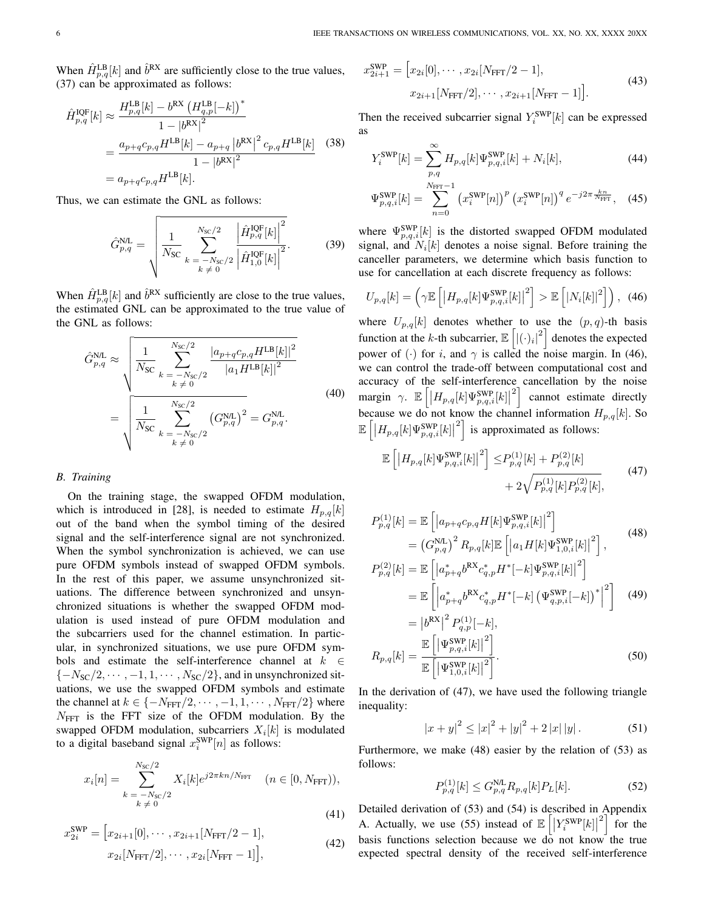When $\hat{H}^{\text{LB}}_{p,q}[k]$ and $\hat{b}^{\text{RX}}$ are sufficiently close to the true values, (37) can be approximated as follows:

$$
\begin{aligned}
\hat{H}^{\text{IQF}}_{p,q}[k] &\approx \frac{H^{\text{LB}}_{p,q}[k] - b^{\text{RX}}\left(H^{\text{LB}}_{q,p}[-k]\right)^*}{1 - \left|b^{\text{RX}}\right|^2} \\
&= \frac{a_{p+q} c_{p,q} H^{\text{LB}}[k] - a_{p+q}\left|b^{\text{RX}}\right|^2 c_{p,q} H^{\text{LB}}[k]}{1 - \left|b^{\text{RX}}\right|^2} \\
&= a_{p+q} c_{p,q} H^{\text{LB}}[k].
\end{aligned} \tag{38}
$$

Thus, we can estimate the GNL as follows:

$$
\hat{G}^{\text{N/L}}_{p,q} = \sqrt{\frac{1}{N_{\text{SC}}} \sum_{\substack{k=-N_{\text{SC}}/2 \\ k \neq 0}}^{N_{\text{SC}}/2} \frac{\left|\hat{H}^{\text{IQF}}_{p,q}[k]\right|^2}{\left|\hat{H}^{\text{IQF}}_{1,0}[k]\right|^2}}. \tag{39}
$$

When $\hat{H}^{\text{LB}}_{p,q}[k]$ and $\hat{b}^{\text{RX}}$ sufficiently are close to the true values, the estimated GNL can be approximated to the true value of the GNL as follows:

$$
\begin{aligned}
\hat{G}^{\text{N/L}}_{p,q} &\approx \sqrt{\frac{1}{N_{\text{SC}}} \sum_{\substack{k=-N_{\text{SC}}/2 \\ k \neq 0}}^{N_{\text{SC}}/2} \frac{\left|a_{p+q} c_{p,q} H^{\text{LB}}[k]\right|^2}{\left|a_1 H^{\text{LB}}[k]\right|^2}} \\
&= \sqrt{\frac{1}{N_{\text{SC}}} \sum_{\substack{k=-N_{\text{SC}}/2 \\ k \neq 0}}^{N_{\text{SC}}/2} \left(G^{\text{N/L}}_{p,q}\right)^2} = G^{\text{N/L}}_{p,q}.
\end{aligned} \tag{40}
$$

### B. Training

On the training stage, the swapped OFDM modulation, which is introduced in [28], is needed to estimate $H_{p,q}[k]$ out of the band when the symbol timing of the desired signal and the self-interference signal are not synchronized. When the symbol synchronization is achieved, we can use pure OFDM symbols instead of swapped OFDM symbols. In the rest of this paper, we assume unsynchronized situations. The difference between synchronized and unsynchronized situations is whether the swapped OFDM modulation is used instead of pure OFDM modulation and the subcarriers used for the channel estimation. In particular, in synchronized situations, we use pure OFDM symbols and estimate the self-interference channel at $k \in \{-N_{\text{SC}}/2, \cdots, -1, 1, \cdots, N_{\text{SC}}/2\}$, and in unsynchronized situations, we use the swapped OFDM symbols and estimate the channel at $k \in \{-N_{\text{FFT}}/2, \cdots, -1, 1, \cdots, N_{\text{FFT}}/2\}$ where $N_{\text{FFT}}$ is the FFT size of the OFDM modulation. By the swapped OFDM modulation, subcarriers $X_i[k]$ is modulated to a digital baseband signal $x^{\text{SWP}}_i[n]$ as follows:

$$
x_i[n] = \sum_{\substack{k=-N_{\text{SC}}/2 \\ k \neq 0}}^{N_{\text{SC}}/2} X_i[k] e^{j2\pi kn/N_{\text{FFT}}} \quad (n \in [0, N_{\text{FFT}})), \tag{41}
$$

$$
\begin{aligned}
x^{\text{SWP}}_{2i} = \big[&x_{2i+1}[0], \cdots, x_{2i+1}[N_{\text{FFT}}/2 - 1], \\
&x_{2i}[N_{\text{FFT}}/2], \cdots, x_{2i}[N_{\text{FFT}} - 1]\big],
\end{aligned} \tag{42}
$$

$$
\begin{aligned}
x^{\text{SWP}}_{2i+1} = \big[&x_{2i}[0], \cdots, x_{2i}[N_{\text{FFT}}/2 - 1], \\
&x_{2i+1}[N_{\text{FFT}}/2], \cdots, x_{2i+1}[N_{\text{FFT}} - 1]\big].
\end{aligned} \tag{43}
$$

Then the received subcarrier signal $Y^{\text{SWP}}_i[k]$ can be expressed as

$$
Y^{\text{SWP}}_i[k] = \sum_{p,q}^{\infty} H_{p,q}[k] \Psi^{\text{SWP}}_{p,q,i}[k] + N_i[k], \tag{44}
$$

$$
\Psi^{\text{SWP}}_{p,q,i}[k] = \sum_{n=0}^{N_{\text{FFT}}-1} \left(x^{\text{SWP}}_i[n]\right)^p \left(x^{\text{SWP}}_i[n]\right)^q e^{-j2\pi\frac{kn}{N_{\text{FFT}}}}, \tag{45}
$$

where $\Psi^{\text{SWP}}_{p,q,i}[k]$ is the distorted swapped OFDM modulated signal, and $N_i[k]$ denotes a noise signal. Before training the canceller parameters, we determine which basis function to use for cancellation at each discrete frequency as follows:

$$
U_{p,q}[k] = \left(\gamma \mathbb{E}\left[\left|H_{p,q}[k]\Psi^{\text{SWP}}_{p,q,i}[k]\right|^2\right] > \mathbb{E}\left[\left|N_i[k]\right|^2\right]\right), \tag{46}
$$

where $U_{p,q}[k]$ denotes whether to use the $(p,q)$-th basis function at the $k$-th subcarrier, $\mathbb{E}\left[\left|(\cdot)_i\right|^2\right]$ denotes the expected power of $(\cdot)$ for $i$, and $\gamma$ is called the noise margin. In (46), we can control the trade-off between computational cost and accuracy of the self-interference cancellation by the noise margin $\gamma$. $\mathbb{E}\left[\left|H_{p,q}[k]\Psi^{\text{SWP}}_{p,q,i}[k]\right|^2\right]$ cannot estimate directly because we do not know the channel information $H_{p,q}[k]$. So $\mathbb{E}\left[\left|H_{p,q}[k]\Psi^{\text{SWP}}_{p,q,i}[k]\right|^2\right]$ is approximated as follows:

$$
\begin{aligned}
\mathbb{E}\left[\left|H_{p,q}[k]\Psi^{\text{SWP}}_{p,q,i}[k]\right|^2\right] \le\,& P^{(1)}_{p,q}[k] + P^{(2)}_{p,q}[k] \\
&+ 2\sqrt{P^{(1)}_{p,q}[k] P^{(2)}_{p,q}[k]},
\end{aligned} \tag{47}
$$

$$
\begin{aligned}
P^{(1)}_{p,q}[k] &= \mathbb{E}\left[\left|a_{p+q} c_{p,q} H[k] \Psi^{\text{SWP}}_{p,q,i}[k]\right|^2\right] \\
&= \left(G^{\text{N/L}}_{p,q}\right)^2 R_{p,q}[k] \mathbb{E}\left[\left|a_1 H[k] \Psi^{\text{SWP}}_{1,0,i}[k]\right|^2\right],
\end{aligned} \tag{48}
$$

$$
\begin{aligned}
P^{(2)}_{p,q}[k] &= \mathbb{E}\left[\left|a^*_{p+q} b^{\text{RX}} c^*_{q,p} H^*[-k] \Psi^{\text{SWP}}_{p,q,i}[k]\right|^2\right] \\
&= \mathbb{E}\left[\left|a^*_{p+q} b^{\text{RX}} c^*_{q,p} H^*[-k] \left(\Psi^{\text{SWP}}_{q,p,i}[-k]\right)^*\right|^2\right] \\
&= \left|b^{\text{RX}}\right|^2 P^{(1)}_{q,p}[-k],
\end{aligned} \tag{49}
$$

$$
R_{p,q}[k] = \frac{\mathbb{E}\left[\left|\Psi^{\text{SWP}}_{p,q,i}[k]\right|^2\right]}{\mathbb{E}\left[\left|\Psi^{\text{SWP}}_{1,0,i}[k]\right|^2\right]}. \tag{50}
$$

In the derivation of (47), we have used the following triangle inequality:

$$
|x + y|^2 \le |x|^2 + |y|^2 + 2|x||y|. \tag{51}
$$

Furthermore, we make (48) easier by the relation of (53) as follows:

$$
P^{(1)}_{p,q}[k] \le G^{\text{N/L}}_{p,q} R_{p,q}[k] P_L[k]. \tag{52}
$$

Detailed derivation of (53) and (54) is described in Appendix A. Actually, we use (55) instead of $\mathbb{E}\left[\left|Y^{\text{SWP}}_i[k]\right|^2\right]$ for the basis functions selection because we do not know the true expected spectral density of the received self-interference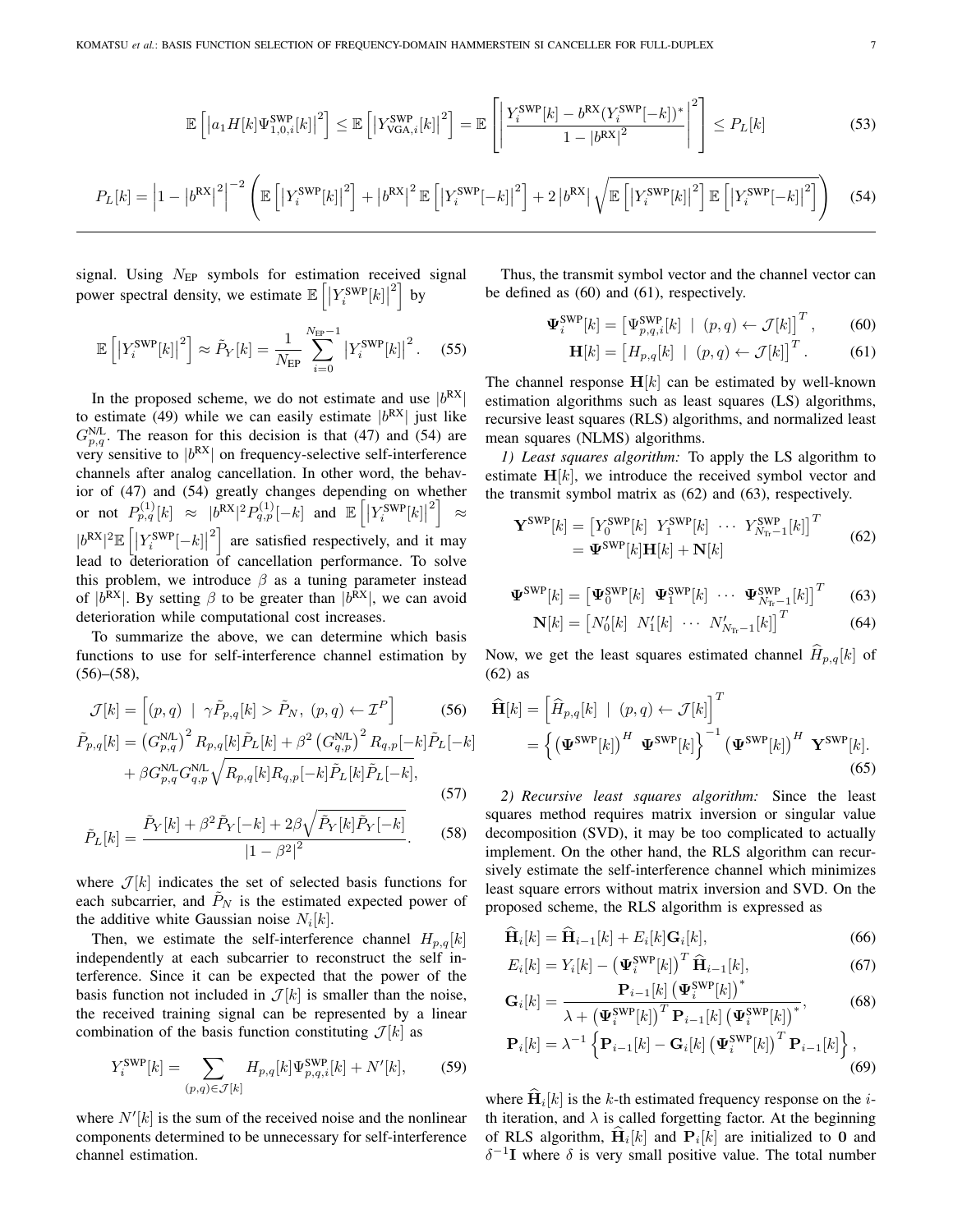$$\mathbb{E}\left[\left|a_1 H[k]\Psi_{1,0,i}^{\mathrm{SWP}}[k]\right|^2\right] \le \mathbb{E}\left[\left|Y_{\mathrm{VGA},i}^{\mathrm{SWP}}[k]\right|^2\right] = \mathbb{E}\left[\left|\frac{Y_i^{\mathrm{SWP}}[k] - b^{\mathrm{RX}}(Y_i^{\mathrm{SWP}}[-k])^*}{1-\left|b^{\mathrm{RX}}\right|^2}\right|^2\right] \le P_L[k] \tag{53}$$

$$P_L[k] = \left|1-\left|b^{\mathrm{RX}}\right|^2\right|^{-2}\left(\mathbb{E}\left[\left|Y_i^{\mathrm{SWP}}[k]\right|^2\right] + \left|b^{\mathrm{RX}}\right|^2\mathbb{E}\left[\left|Y_i^{\mathrm{SWP}}[-k]\right|^2\right] + 2\left|b^{\mathrm{RX}}\right|\sqrt{\mathbb{E}\left[\left|Y_i^{\mathrm{SWP}}[k]\right|^2\right]\mathbb{E}\left[\left|Y_i^{\mathrm{SWP}}[-k]\right|^2\right]}\right) \tag{54}$$

signal. Using $N_{\mathrm{EP}}$ symbols for estimation received signal power spectral density, we estimate $\mathbb{E}\left[\left|Y_i^{\mathrm{SWP}}[k]\right|^2\right]$ by

$$\mathbb{E}\left[\left|Y_i^{\mathrm{SWP}}[k]\right|^2\right] \approx \tilde{P}_Y[k] = \frac{1}{N_{\mathrm{EP}}}\sum_{i=0}^{N_{\mathrm{EP}}-1}\left|Y_i^{\mathrm{SWP}}[k]\right|^2. \tag{55}$$

In the proposed scheme, we do not estimate and use $|b^{\mathrm{RX}}|$ to estimate (49) while we can easily estimate $|b^{\mathrm{RX}}|$ just like $G_{p,q}^{\mathrm{N/L}}$. The reason for this decision is that (47) and (54) are very sensitive to $|b^{\mathrm{RX}}|$ on frequency-selective self-interference channels after analog cancellation. In other word, the behavior of (47) and (54) greatly changes depending on whether or not $P_{p,q}^{(1)}[k] \approx |b^{\mathrm{RX}}|^2 P_{q,p}^{(1)}[-k]$ and $\mathbb{E}\left[\left|Y_i^{\mathrm{SWP}}[k]\right|^2\right] \approx |b^{\mathrm{RX}}|^2\mathbb{E}\left[\left|Y_i^{\mathrm{SWP}}[-k]\right|^2\right]$ are satisfied respectively, and it may lead to deterioration of cancellation performance. To solve this problem, we introduce $\beta$ as a tuning parameter instead of $|b^{\mathrm{RX}}|$. By setting $\beta$ to be greater than $|b^{\mathrm{RX}}|$, we can avoid deterioration while computational cost increases.

To summarize the above, we can determine which basis functions to use for self-interference channel estimation by (56)–(58),

$$\mathcal{J}[k] = \left[(p,q) \mid \gamma\tilde{P}_{p,q}[k] > \tilde{P}_N,\ (p,q) \leftarrow \mathcal{I}^P\right] \tag{56}$$

$$\begin{aligned}\tilde{P}_{p,q}[k] = &\left(G_{p,q}^{\mathrm{N/L}}\right)^2 R_{p,q}[k]\tilde{P}_L[k] + \beta^2\left(G_{q,p}^{\mathrm{N/L}}\right)^2 R_{q,p}[-k]\tilde{P}_L[-k] \\ &+ \beta G_{p,q}^{\mathrm{N/L}} G_{q,p}^{\mathrm{N/L}}\sqrt{R_{p,q}[k]R_{q,p}[-k]\tilde{P}_L[k]\tilde{P}_L[-k]},\end{aligned} \tag{57}$$

$$\tilde{P}_L[k] = \frac{\tilde{P}_Y[k] + \beta^2\tilde{P}_Y[-k] + 2\beta\sqrt{\tilde{P}_Y[k]\tilde{P}_Y[-k]}}{|1-\beta^2|^2}. \tag{58}$$

where $\mathcal{J}[k]$ indicates the set of selected basis functions for each subcarrier, and $\tilde{P}_N$ is the estimated expected power of the additive white Gaussian noise $N_i[k]$.

Then, we estimate the self-interference channel $H_{p,q}[k]$ independently at each subcarrier to reconstruct the self interference. Since it can be expected that the power of the basis function not included in $\mathcal{J}[k]$ is smaller than the noise, the received training signal can be represented by a linear combination of the basis function constituting $\mathcal{J}[k]$ as

$$Y_i^{\mathrm{SWP}}[k] = \sum_{(p,q)\in\mathcal{J}[k]} H_{p,q}[k]\Psi_{p,q,i}^{\mathrm{SWP}}[k] + N'[k], \tag{59}$$

where $N'[k]$ is the sum of the received noise and the nonlinear components determined to be unnecessary for self-interference channel estimation.

Thus, the transmit symbol vector and the channel vector can be defined as (60) and (61), respectively.

$$\mathbf{\Psi}_i^{\mathrm{SWP}}[k] = \left[\Psi_{p,q,i}^{\mathrm{SWP}}[k] \mid (p,q) \leftarrow \mathcal{J}[k]\right]^T, \tag{60}$$

$$\mathbf{H}[k] = \left[H_{p,q}[k] \mid (p,q) \leftarrow \mathcal{J}[k]\right]^T. \tag{61}$$

The channel response $\mathbf{H}[k]$ can be estimated by well-known estimation algorithms such as least squares (LS) algorithms, recursive least squares (RLS) algorithms, and normalized least mean squares (NLMS) algorithms.

*1) Least squares algorithm:* To apply the LS algorithm to estimate $\mathbf{H}[k]$, we introduce the received symbol vector and the transmit symbol matrix as (62) and (63), respectively.

$$\begin{aligned}\mathbf{Y}^{\mathrm{SWP}}[k] &= \left[Y_0^{\mathrm{SWP}}[k]\ Y_1^{\mathrm{SWP}}[k]\ \cdots\ Y_{N_{\mathrm{Tr}}-1}^{\mathrm{SWP}}[k]\right]^T \\ &= \mathbf{\Psi}^{\mathrm{SWP}}[k]\mathbf{H}[k] + \mathbf{N}[k]\end{aligned} \tag{62}$$

$$\mathbf{\Psi}^{\mathrm{SWP}}[k] = \left[\mathbf{\Psi}_0^{\mathrm{SWP}}[k]\ \ \mathbf{\Psi}_1^{\mathrm{SWP}}[k]\ \cdots\ \mathbf{\Psi}_{N_{\mathrm{Tr}}-1}^{\mathrm{SWP}}[k]\right]^T \tag{63}$$

$$\mathbf{N}[k] = \left[N_0'[k]\ \ N_1'[k]\ \cdots\ N_{N_{\mathrm{Tr}}-1}'[k]\right]^T \tag{64}$$

Now, we get the least squares estimated channel $\widehat{H}_{p,q}[k]$ of (62) as

$$\begin{aligned}\widehat{\mathbf{H}}[k] &= \left[\widehat{H}_{p,q}[k] \mid (p,q) \leftarrow \mathcal{J}[k]\right]^T \\ &= \left\{\left(\mathbf{\Psi}^{\mathrm{SWP}}[k]\right)^H \mathbf{\Psi}^{\mathrm{SWP}}[k]\right\}^{-1}\left(\mathbf{\Psi}^{\mathrm{SWP}}[k]\right)^H \mathbf{Y}^{\mathrm{SWP}}[k].\end{aligned} \tag{65}$$

*2) Recursive least squares algorithm:* Since the least squares method requires matrix inversion or singular value decomposition (SVD), it may be too complicated to actually implement. On the other hand, the RLS algorithm can recursively estimate the self-interference channel which minimizes least square errors without matrix inversion and SVD. On the proposed scheme, the RLS algorithm is expressed as

$$\widehat{\mathbf{H}}_i[k] = \widehat{\mathbf{H}}_{i-1}[k] + E_i[k]\mathbf{G}_i[k], \tag{66}$$

$$E_i[k] = Y_i[k] - \left(\mathbf{\Psi}_i^{\mathrm{SWP}}[k]\right)^T\widehat{\mathbf{H}}_{i-1}[k], \tag{67}$$

$$\mathbf{G}_i[k] = \frac{\mathbf{P}_{i-1}[k]\left(\mathbf{\Psi}_i^{\mathrm{SWP}}[k]\right)^*}{\lambda + \left(\mathbf{\Psi}_i^{\mathrm{SWP}}[k]\right)^T\mathbf{P}_{i-1}[k]\left(\mathbf{\Psi}_i^{\mathrm{SWP}}[k]\right)^*}, \tag{68}$$

$$\mathbf{P}_i[k] = \lambda^{-1}\left\{\mathbf{P}_{i-1}[k] - \mathbf{G}_i[k]\left(\mathbf{\Psi}_i^{\mathrm{SWP}}[k]\right)^T\mathbf{P}_{i-1}[k]\right\}, \tag{69}$$

where $\widehat{\mathbf{H}}_i[k]$ is the $k$-th estimated frequency response on the $i$-th iteration, and $\lambda$ is called forgetting factor. At the beginning of RLS algorithm, $\widehat{\mathbf{H}}_i[k]$ and $\mathbf{P}_i[k]$ are initialized to $\mathbf{0}$ and $\delta^{-1}\mathbf{I}$ where $\delta$ is very small positive value. The total number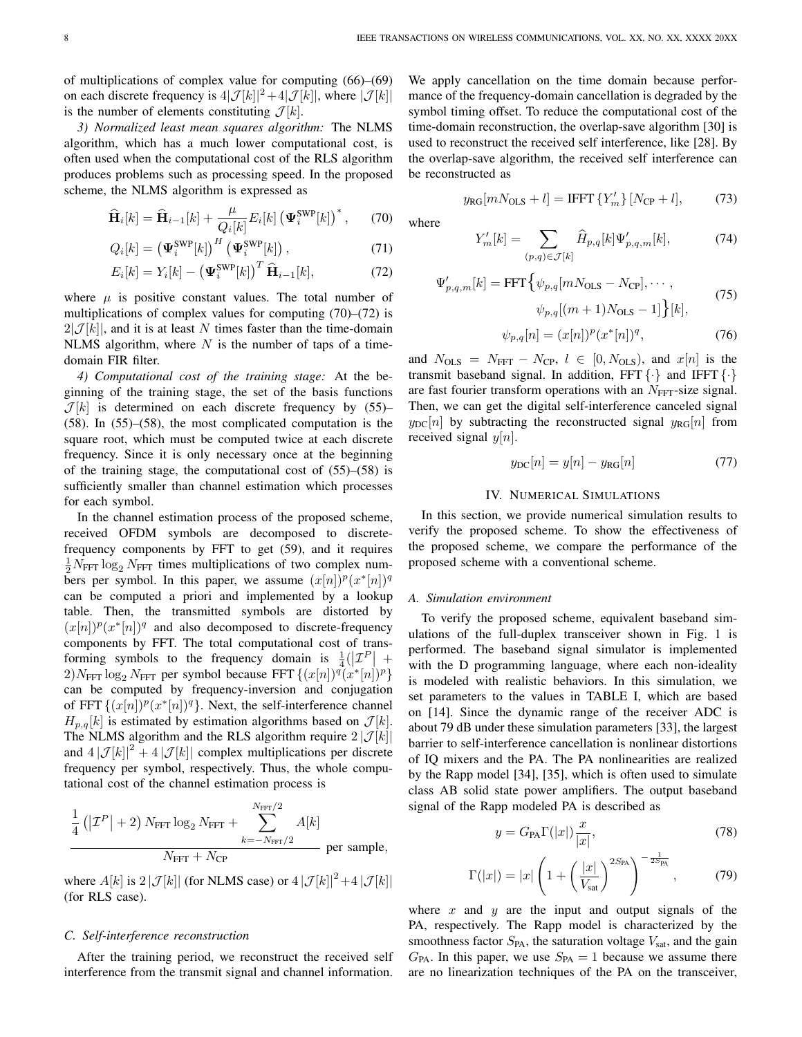of multiplications of complex value for computing (66)–(69) on each discrete frequency is $4|\mathcal{J}[k]|^2+4|\mathcal{J}[k]|$, where $|\mathcal{J}[k]|$ is the number of elements constituting $\mathcal{J}[k]$.

*3) Normalized least mean squares algorithm:* The NLMS algorithm, which has a much lower computational cost, is often used when the computational cost of the RLS algorithm produces problems such as processing speed. In the proposed scheme, the NLMS algorithm is expressed as

$$\widehat{\mathbf{H}}_i[k] = \widehat{\mathbf{H}}_{i-1}[k] + \frac{\mu}{Q_i[k]} E_i[k] \left(\mathbf{\Psi}_i^{\mathrm{SWP}}[k]\right)^*, \tag{70}$$

$$Q_i[k] = \left(\mathbf{\Psi}_i^{\mathrm{SWP}}[k]\right)^H \left(\mathbf{\Psi}_i^{\mathrm{SWP}}[k]\right), \tag{71}$$

$$E_i[k] = Y_i[k] - \left(\mathbf{\Psi}_i^{\mathrm{SWP}}[k]\right)^T \widehat{\mathbf{H}}_{i-1}[k], \tag{72}$$

where $\mu$ is positive constant values. The total number of multiplications of complex values for computing (70)–(72) is $2|\mathcal{J}[k]|$, and it is at least $N$ times faster than the time-domain NLMS algorithm, where $N$ is the number of taps of a time-domain FIR filter.

*4) Computational cost of the training stage:* At the beginning of the training stage, the set of the basis functions $\mathcal{J}[k]$ is determined on each discrete frequency by (55)–(58). In (55)–(58), the most complicated computation is the square root, which must be computed twice at each discrete frequency. Since it is only necessary once at the beginning of the training stage, the computational cost of (55)–(58) is sufficiently smaller than channel estimation which processes for each symbol.

In the channel estimation process of the proposed scheme, received OFDM symbols are decomposed to discrete-frequency components by FFT to get (59), and it requires $\frac{1}{2}N_{\mathrm{FFT}}\log_2 N_{\mathrm{FFT}}$ times multiplications of two complex numbers per symbol. In this paper, we assume $(x[n])^p(x^*[n])^q$ can be computed a priori and implemented by a lookup table. Then, the transmitted symbols are distorted by $(x[n])^p(x^*[n])^q$ and also decomposed to discrete-frequency components by FFT. The total computational cost of transforming symbols to the frequency domain is $\frac{1}{4}(|\mathcal{I}^P| + 2)N_{\mathrm{FFT}}\log_2 N_{\mathrm{FFT}}$ per symbol because $\mathrm{FFT}\{(x[n])^q(x^*[n])^p\}$ can be computed by frequency-inversion and conjugation of $\mathrm{FFT}\{(x[n])^p(x^*[n])^q\}$. Next, the self-interference channel $H_{p,q}[k]$ is estimated by estimation algorithms based on $\mathcal{J}[k]$. The NLMS algorithm and the RLS algorithm require $2|\mathcal{J}[k]|$ and $4|\mathcal{J}[k]|^2 + 4|\mathcal{J}[k]|$ complex multiplications per discrete frequency per symbol, respectively. Thus, the whole computational cost of the channel estimation process is

$$\frac{\frac{1}{4}\left(|\mathcal{I}^P| + 2\right) N_{\mathrm{FFT}}\log_2 N_{\mathrm{FFT}} + \sum_{k=-N_{\mathrm{FFT}}/2}^{N_{\mathrm{FFT}}/2} A[k]}{N_{\mathrm{FFT}} + N_{\mathrm{CP}}} \text{ per sample,}$$

where $A[k]$ is $2|\mathcal{J}[k]|$ (for NLMS case) or $4|\mathcal{J}[k]|^2+4|\mathcal{J}[k]|$ (for RLS case).

### C. Self-interference reconstruction

After the training period, we reconstruct the received self interference from the transmit signal and channel information. We apply cancellation on the time domain because performance of the frequency-domain cancellation is degraded by the symbol timing offset. To reduce the computational cost of the time-domain reconstruction, the overlap-save algorithm [30] is used to reconstruct the received self interference, like [28]. By the overlap-save algorithm, the received self interference can be reconstructed as

$$y_{\mathrm{RG}}[mN_{\mathrm{OLS}} + l] = \mathrm{IFFT}\left\{Y'_m\right\}[N_{\mathrm{CP}} + l], \tag{73}$$

where

$$Y'_m[k] = \sum_{(p,q)\in\mathcal{J}[k]} \widehat{H}_{p,q}[k]\Psi'_{p,q,m}[k], \tag{74}$$

$$\Psi'_{p,q,m}[k] = \mathrm{FFT}\Big\{\psi_{p,q}[mN_{\mathrm{OLS}} - N_{\mathrm{CP}}], \cdots, \psi_{p,q}[(m+1)N_{\mathrm{OLS}} - 1]\Big\}[k], \tag{75}$$

$$\psi_{p,q}[n] = (x[n])^p(x^*[n])^q, \tag{76}$$

and $N_{\mathrm{OLS}} = N_{\mathrm{FFT}} - N_{\mathrm{CP}}$, $l \in [0, N_{\mathrm{OLS}})$, and $x[n]$ is the transmit baseband signal. In addition, $\mathrm{FFT}\{\cdot\}$ and $\mathrm{IFFT}\{\cdot\}$ are fast fourier transform operations with an $N_{\mathrm{FFT}}$-size signal. Then, we can get the digital self-interference canceled signal $y_{\mathrm{DC}}[n]$ by subtracting the reconstructed signal $y_{\mathrm{RG}}[n]$ from received signal $y[n]$.

$$y_{\mathrm{DC}}[n] = y[n] - y_{\mathrm{RG}}[n] \tag{77}$$

## IV. Numerical Simulations

In this section, we provide numerical simulation results to verify the proposed scheme. To show the effectiveness of the proposed scheme, we compare the performance of the proposed scheme with a conventional scheme.

### A. Simulation environment

To verify the proposed scheme, equivalent baseband simulations of the full-duplex transceiver shown in Fig. 1 is performed. The baseband signal simulator is implemented with the D programming language, where each non-ideality is modeled with realistic behaviors. In this simulation, we set parameters to the values in TABLE I, which are based on [14]. Since the dynamic range of the receiver ADC is about 79 dB under these simulation parameters [33], the largest barrier to self-interference cancellation is nonlinear distortions of IQ mixers and the PA. The PA nonlinearities are realized by the Rapp model [34], [35], which is often used to simulate class AB solid state power amplifiers. The output baseband signal of the Rapp modeled PA is described as

$$y = G_{\mathrm{PA}}\Gamma(|x|)\frac{x}{|x|}, \tag{78}$$

$$\Gamma(|x|) = |x|\left(1 + \left(\frac{|x|}{V_{\mathrm{sat}}}\right)^{2S_{\mathrm{PA}}}\right)^{-\frac{1}{2S_{\mathrm{PA}}}}, \tag{79}$$

where $x$ and $y$ are the input and output signals of the PA, respectively. The Rapp model is characterized by the smoothness factor $S_{\mathrm{PA}}$, the saturation voltage $V_{\mathrm{sat}}$, and the gain $G_{\mathrm{PA}}$. In this paper, we use $S_{\mathrm{PA}} = 1$ because we assume there are no linearization techniques of the PA on the transceiver,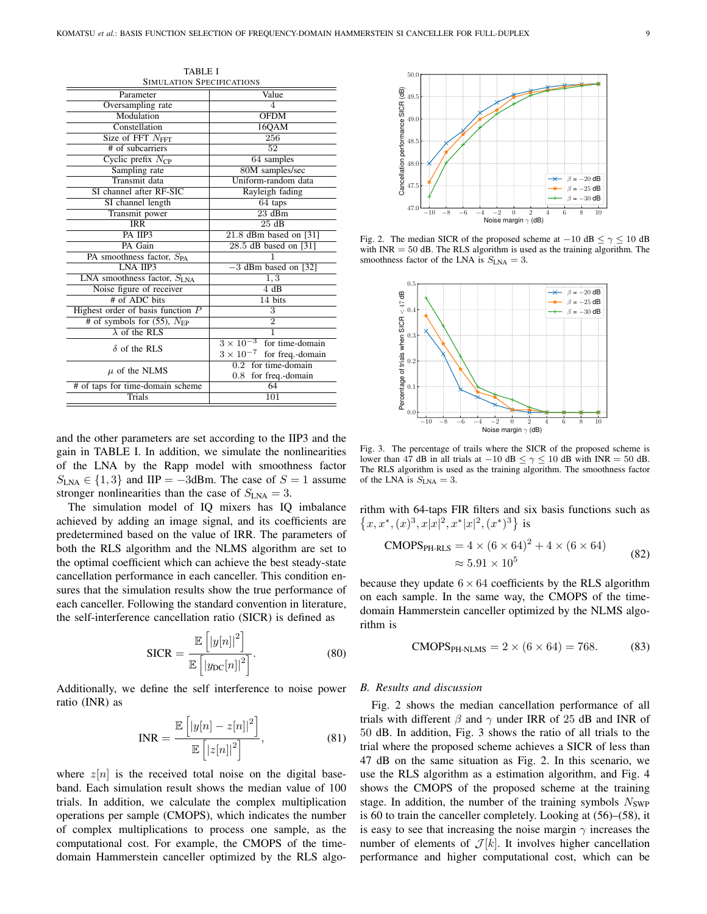TABLE I
SIMULATION SPECIFICATIONS

| Parameter | Value |
|---|---|
| Oversampling rate | 4 |
| Modulation | OFDM |
| Constellation | 16QAM |
| Size of FFT $N_{\mathrm{FFT}}$ | 256 |
| # of subcarriers | 52 |
| Cyclic prefix $N_{\mathrm{CP}}$ | 64 samples |
| Sampling rate | 80M samples/sec |
| Transmit data | Uniform-random data |
| SI channel after RF-SIC | Rayleigh fading |
| SI channel length | 64 taps |
| Transmit power | 23 dBm |
| IRR | 25 dB |
| PA IIP3 | 21.8 dBm based on [31] |
| PA Gain | 28.5 dB based on [31] |
| PA smoothness factor, $S_{\mathrm{PA}}$ | 1 |
| LNA IIP3 | $-3$ dBm based on [32] |
| LNA smoothness factor, $S_{\mathrm{LNA}}$ | 1, 3 |
| Noise figure of receiver | 4 dB |
| # of ADC bits | 14 bits |
| Highest order of basis function $P$ | 3 |
| # of symbols for (55), $N_{\mathrm{EP}}$ | 2 |
| $\lambda$ of the RLS | 1 |
| $\delta$ of the RLS | $3 \times 10^{-3}$ for time-domain <br> $3 \times 10^{-7}$ for freq.-domain |
| $\mu$ of the NLMS | 0.2 for time-domain <br> 0.8 for freq.-domain |
| # of taps for time-domain scheme | 64 |
| Trials | 101 |

and the other parameters are set according to the IIP3 and the gain in TABLE I. In addition, we simulate the nonlinearities of the LNA by the Rapp model with smoothness factor $S_{\mathrm{LNA}} \in \{1, 3\}$ and IIP $= -3$dBm. The case of $S = 1$ assume stronger nonlinearities than the case of $S_{\mathrm{LNA}} = 3$.

The simulation model of IQ mixers has IQ imbalance achieved by adding an image signal, and its coefficients are predetermined based on the value of IRR. The parameters of both the RLS algorithm and the NLMS algorithm are set to the optimal coefficient which can achieve the best steady-state cancellation performance in each canceller. This condition ensures that the simulation results show the true performance of each canceller. Following the standard convention in literature, the self-interference cancellation ratio (SICR) is defined as

$$\mathrm{SICR} = \frac{\mathbb{E}\left[|y[n]|^2\right]}{\mathbb{E}\left[|y_{\mathrm{DC}}[n]|^2\right]}. \tag{80}$$

Additionally, we define the self interference to noise power ratio (INR) as

$$\mathrm{INR} = \frac{\mathbb{E}\left[|y[n] - z[n]|^2\right]}{\mathbb{E}\left[|z[n]|^2\right]}, \tag{81}$$

where $z[n]$ is the received total noise on the digital baseband. Each simulation result shows the median value of 100 trials. In addition, we calculate the complex multiplication operations per sample (CMOPS), which indicates the number of complex multiplications to process one sample, as the computational cost. For example, the CMOPS of the time-domain Hammerstein canceller optimized by the RLS algorithm with 64-taps FIR filters and six basis functions such as $\{x, x^*, (x)^3, x|x|^2, x^*|x|^2, (x^*)^3\}$ is

$$\begin{aligned}\mathrm{CMOPS}_{\text{PH-RLS}} &= 4 \times (6 \times 64)^2 + 4 \times (6 \times 64) \\ &\approx 5.91 \times 10^5\end{aligned} \tag{82}$$

because they update $6 \times 64$ coefficients by the RLS algorithm on each sample. In the same way, the CMOPS of the time-domain Hammerstein canceller optimized by the NLMS algorithm is

$$\mathrm{CMOPS}_{\text{PH-NLMS}} = 2 \times (6 \times 64) = 768. \tag{83}$$

Fig. 2. The median SICR of the proposed scheme at $-10$ dB $\leq \gamma \leq 10$ dB with INR $= 50$ dB. The RLS algorithm is used as the training algorithm. The smoothness factor of the LNA is $S_{\mathrm{LNA}} = 3$.

Fig. 3. The percentage of trails where the SICR of the proposed scheme is lower than 47 dB in all trials at $-10$ dB $\leq \gamma \leq 10$ dB with INR $= 50$ dB. The RLS algorithm is used as the training algorithm. The smoothness factor of the LNA is $S_{\mathrm{LNA}} = 3$.

### B. Results and discussion

Fig. 2 shows the median cancellation performance of all trials with different $\beta$ and $\gamma$ under IRR of 25 dB and INR of 50 dB. In addition, Fig. 3 shows the ratio of all trials to the trial where the proposed scheme achieves a SICR of less than 47 dB on the same situation as Fig. 2. In this scenario, we use the RLS algorithm as a estimation algorithm, and Fig. 4 shows the CMOPS of the proposed scheme at the training stage. In addition, the number of the training symbols $N_{\mathrm{SWP}}$ is 60 to train the canceller completely. Looking at (56)–(58), it is easy to see that increasing the noise margin $\gamma$ increases the number of elements of $\mathcal{J}[k]$. It involves higher cancellation performance and higher computational cost, which can be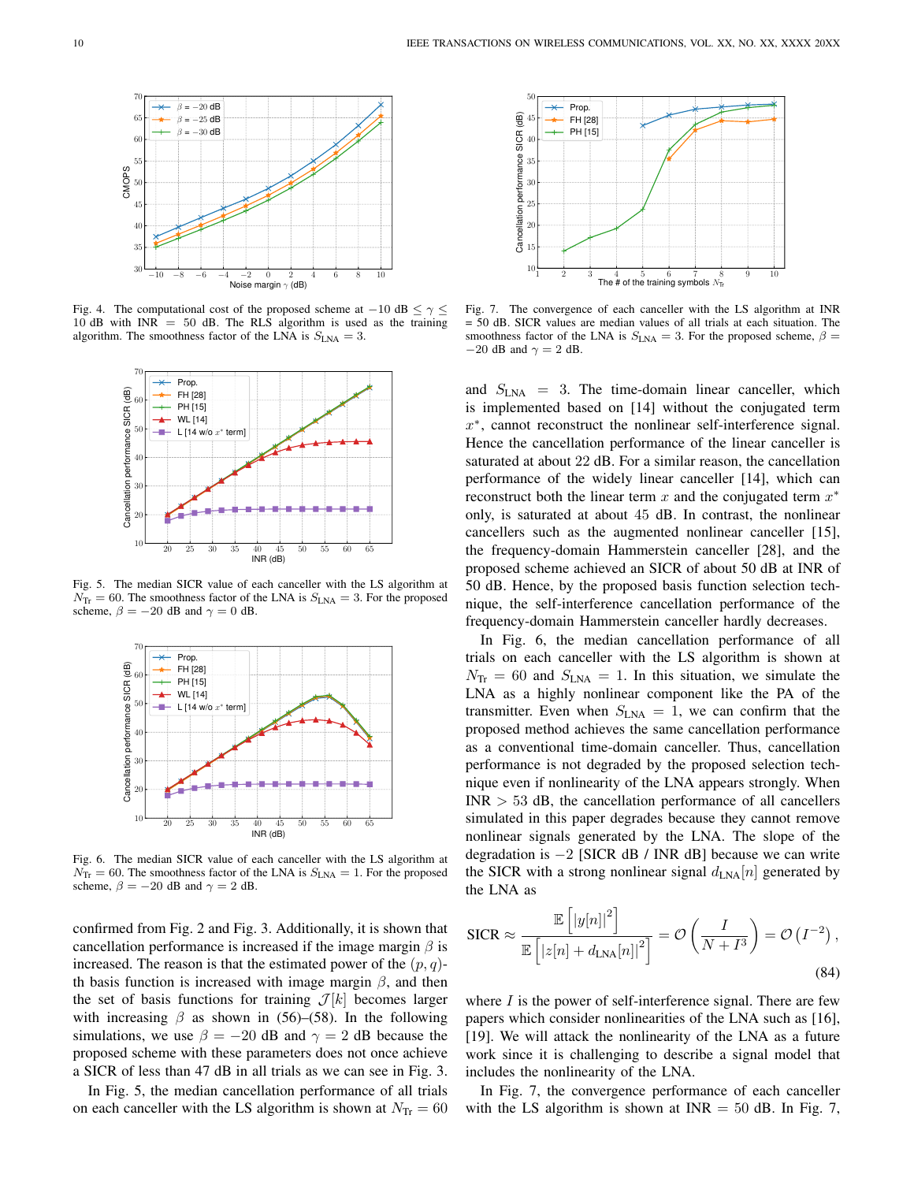Fig. 4. The computational cost of the proposed scheme at $-10$ dB $\leq \gamma \leq$ 10 dB with INR $=$ 50 dB. The RLS algorithm is used as the training algorithm. The smoothness factor of the LNA is $S_{\text{LNA}} = 3$.

Fig. 5. The median SICR value of each canceller with the LS algorithm at $N_{\text{Tr}} = 60$. The smoothness factor of the LNA is $S_{\text{LNA}} = 3$. For the proposed scheme, $\beta = -20$ dB and $\gamma = 0$ dB.

Fig. 6. The median SICR value of each canceller with the LS algorithm at $N_{\text{Tr}} = 60$. The smoothness factor of the LNA is $S_{\text{LNA}} = 1$. For the proposed scheme, $\beta = -20$ dB and $\gamma = 2$ dB.

confirmed from Fig. 2 and Fig. 3. Additionally, it is shown that cancellation performance is increased if the image margin $\beta$ is increased. The reason is that the estimated power of the $(p, q)$-th basis function is increased with image margin $\beta$, and then the set of basis functions for training $\mathcal{J}[k]$ becomes larger with increasing $\beta$ as shown in (56)–(58). In the following simulations, we use $\beta = -20$ dB and $\gamma = 2$ dB because the proposed scheme with these parameters does not once achieve a SICR of less than 47 dB in all trials as we can see in Fig. 3.

In Fig. 5, the median cancellation performance of all trials on each canceller with the LS algorithm is shown at $N_{\text{Tr}} = 60$ and $S_{\text{LNA}} = 3$. The time-domain linear canceller, which is implemented based on [14] without the conjugated term $x^*$, cannot reconstruct the nonlinear self-interference signal. Hence the cancellation performance of the linear canceller is saturated at about 22 dB. For a similar reason, the cancellation performance of the widely linear canceller [14], which can reconstruct both the linear term $x$ and the conjugated term $x^*$ only, is saturated at about 45 dB. In contrast, the nonlinear cancellers such as the augmented nonlinear canceller [15], the frequency-domain Hammerstein canceller [28], and the proposed scheme achieved an SICR of about 50 dB at INR of 50 dB. Hence, by the proposed basis function selection technique, the self-interference cancellation performance of the frequency-domain Hammerstein canceller hardly decreases.

In Fig. 6, the median cancellation performance of all trials on each canceller with the LS algorithm is shown at $N_{\text{Tr}} = 60$ and $S_{\text{LNA}} = 1$. In this situation, we simulate the LNA as a highly nonlinear component like the PA of the transmitter. Even when $S_{\text{LNA}} = 1$, we can confirm that the proposed method achieves the same cancellation performance as a conventional time-domain canceller. Thus, cancellation performance is not degraded by the proposed selection technique even if nonlinearity of the LNA appears strongly. When INR $> 53$ dB, the cancellation performance of all cancellers simulated in this paper degrades because they cannot remove nonlinear signals generated by the LNA. The slope of the degradation is $-2$ [SICR dB / INR dB] because we can write the SICR with a strong nonlinear signal $d_{\text{LNA}}[n]$ generated by the LNA as

$$\text{SICR} \approx \frac{\mathbb{E}\left[|y[n]|^2\right]}{\mathbb{E}\left[|z[n] + d_{\text{LNA}}[n]|^2\right]} = \mathcal{O}\left(\frac{I}{N + I^3}\right) = \mathcal{O}\left(I^{-2}\right), \tag{84}$$

where $I$ is the power of self-interference signal. There are few papers which consider nonlinearities of the LNA such as [16], [19]. We will attack the nonlinearity of the LNA as a future work since it is challenging to describe a signal model that includes the nonlinearity of the LNA.

In Fig. 7, the convergence performance of each canceller with the LS algorithm is shown at INR = 50 dB. In Fig. 7,

Fig. 7. The convergence of each canceller with the LS algorithm at INR = 50 dB. SICR values are median values of all trials at each situation. The smoothness factor of the LNA is $S_{\text{LNA}} = 3$. For the proposed scheme, $\beta = -20$ dB and $\gamma = 2$ dB.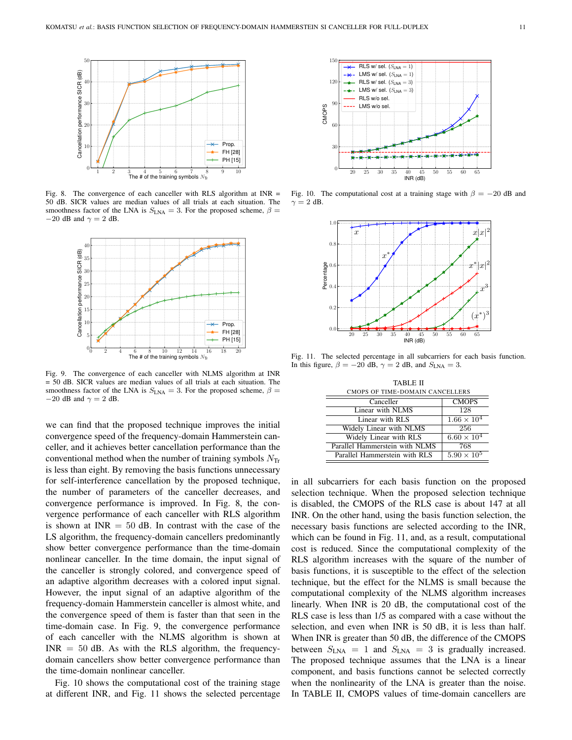Fig. 8. The convergence of each canceller with RLS algorithm at INR = 50 dB. SICR values are median values of all trials at each situation. The smoothness factor of the LNA is $S_{\text{LNA}} = 3$. For the proposed scheme, $\beta = -20$ dB and $\gamma = 2$ dB.

Fig. 9. The convergence of each canceller with NLMS algorithm at INR = 50 dB. SICR values are median values of all trials at each situation. The smoothness factor of the LNA is $S_{\text{LNA}} = 3$. For the proposed scheme, $\beta = -20$ dB and $\gamma = 2$ dB.

we can find that the proposed technique improves the initial convergence speed of the frequency-domain Hammerstein canceller, and it achieves better cancellation performance than the conventional method when the number of training symbols $N_{\text{Tr}}$ is less than eight. By removing the basis functions unnecessary for self-interference cancellation by the proposed technique, the number of parameters of the canceller decreases, and convergence performance is improved. In Fig. 8, the convergence performance of each canceller with RLS algorithm is shown at INR = 50 dB. In contrast with the case of the LS algorithm, the frequency-domain cancellers predominantly show better convergence performance than the time-domain nonlinear canceller. In the time domain, the input signal of the canceller is strongly colored, and convergence speed of an adaptive algorithm decreases with a colored input signal. However, the input signal of an adaptive algorithm of the frequency-domain Hammerstein canceller is almost white, and the convergence speed of them is faster than that seen in the time-domain case. In Fig. 9, the convergence performance of each canceller with the NLMS algorithm is shown at INR = 50 dB. As with the RLS algorithm, the frequency-domain cancellers show better convergence performance than the time-domain nonlinear canceller.

Fig. 10 shows the computational cost of the training stage at different INR, and Fig. 11 shows the selected percentage in all subcarriers for each basis function on the proposed selection technique. When the proposed selection technique is disabled, the CMOPS of the RLS case is about 147 at all INR. On the other hand, using the basis function selection, the necessary basis functions are selected according to the INR, which can be found in Fig. 11, and, as a result, computational cost is reduced. Since the computational complexity of the RLS algorithm increases with the square of the number of basis functions, it is susceptible to the effect of the selection technique, but the effect for the NLMS is small because the computational complexity of the NLMS algorithm increases linearly. When INR is 20 dB, the computational cost of the RLS case is less than 1/5 as compared with a case without the selection, and even when INR is 50 dB, it is less than half. When INR is greater than 50 dB, the difference of the CMOPS between $S_{\text{LNA}} = 1$ and $S_{\text{LNA}} = 3$ is gradually increased. The proposed technique assumes that the LNA is a linear component, and basis functions cannot be selected correctly when the nonlinearity of the LNA is greater than the noise. In TABLE II, CMOPS values of time-domain cancellers are

Fig. 10. The computational cost at a training stage with $\beta = -20$ dB and $\gamma = 2$ dB.

Fig. 11. The selected percentage in all subcarriers for each basis function. In this figure, $\beta = -20$ dB, $\gamma = 2$ dB, and $S_{\text{LNA}} = 3$.

TABLE II
CMOPS OF TIME-DOMAIN CANCELLERS

| Canceller | CMOPS |
|---|---|
| Linear with NLMS | 128 |
| Linear with RLS | $1.66 \times 10^4$ |
| Widely Linear with NLMS | 256 |
| Widely Linear with RLS | $6.60 \times 10^4$ |
| Parallel Hammerstein with NLMS | 768 |
| Parallel Hammerstein with RLS | $5.90 \times 10^5$ |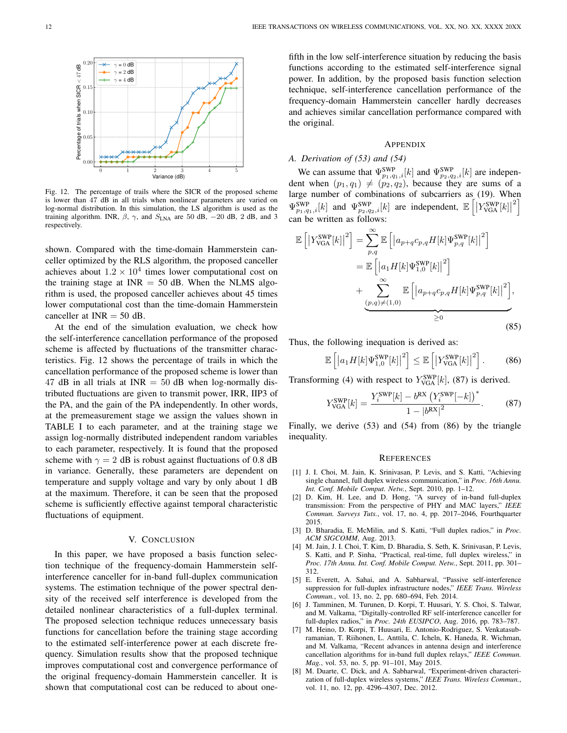Fig. 12. The percentage of trails where the SICR of the proposed scheme is lower than 47 dB in all trials when nonlinear parameters are varied on log-normal distribution. In this simulation, the LS algorithm is used as the training algorithm. INR, $\beta$, $\gamma$, and $S_{\mathrm{LNA}}$ are 50 dB, $-20$ dB, 2 dB, and 3 respectively.

shown. Compared with the time-domain Hammerstein canceller optimized by the RLS algorithm, the proposed canceller achieves about $1.2 \times 10^4$ times lower computational cost on the training stage at INR $= 50$ dB. When the NLMS algorithm is used, the proposed canceller achieves about 45 times lower computational cost than the time-domain Hammerstein canceller at INR $= 50$ dB.

At the end of the simulation evaluation, we check how the self-interference cancellation performance of the proposed scheme is affected by fluctuations of the transmitter characteristics. Fig. 12 shows the percentage of trails in which the cancellation performance of the proposed scheme is lower than 47 dB in all trials at INR $= 50$ dB when log-normally distributed fluctuations are given to transmit power, IRR, IIP3 of the PA, and the gain of the PA independently. In other words, at the premeasurement stage we assign the values shown in TABLE I to each parameter, and at the training stage we assign log-normally distributed independent random variables to each parameter, respectively. It is found that the proposed scheme with $\gamma = 2$ dB is robust against fluctuations of 0.8 dB in variance. Generally, these parameters are dependent on temperature and supply voltage and vary by only about 1 dB at the maximum. Therefore, it can be seen that the proposed scheme is sufficiently effective against temporal characteristic fluctuations of equipment.

## V. Conclusion

In this paper, we have proposed a basis function selection technique of the frequency-domain Hammerstein self-interference canceller for in-band full-duplex communication systems. The estimation technique of the power spectral density of the received self interference is developed from the detailed nonlinear characteristics of a full-duplex terminal. The proposed selection technique reduces unnecessary basis functions for cancellation before the training stage according to the estimated self-interference power at each discrete frequency. Simulation results show that the proposed technique improves computational cost and convergence performance of the original frequency-domain Hammerstein canceller. It is shown that computational cost can be reduced to about one-fifth in the low self-interference situation by reducing the basis functions according to the estimated self-interference signal power. In addition, by the proposed basis function selection technique, self-interference cancellation performance of the frequency-domain Hammerstein canceller hardly decreases and achieves similar cancellation performance compared with the original.

## Appendix

### A. Derivation of (53) and (54)

We can assume that $\Psi^{\mathrm{SWP}}_{p_1,q_1,i}[k]$ and $\Psi^{\mathrm{SWP}}_{p_2,q_2,i}[k]$ are independent when $(p_1, q_1) \neq (p_2, q_2)$, because they are sums of a large number of combinations of subcarriers as (19). When $\Psi^{\mathrm{SWP}}_{p_1,q_1,i}[k]$ and $\Psi^{\mathrm{SWP}}_{p_2,q_2,i}[k]$ are independent, $\mathbb{E}\left[\left|Y^{\mathrm{SWP}}_{\mathrm{VGA}}[k]\right|^2\right]$ can be written as follows:

$$
\begin{aligned}
\mathbb{E}\left[\left|Y^{\mathrm{SWP}}_{\mathrm{VGA}}[k]\right|^2\right] &= \sum_{p,q}^{\infty} \mathbb{E}\left[\left|a_{p+q} c_{p,q} H[k] \Psi^{\mathrm{SWP}}_{p,q}[k]\right|^2\right] \\
&= \mathbb{E}\left[\left|a_1 H[k] \Psi^{\mathrm{SWP}}_{1,0}[k]\right|^2\right] \\
&\quad + \underbrace{\sum_{(p,q)\neq(1,0)}^{\infty} \mathbb{E}\left[\left|a_{p+q} c_{p,q} H[k] \Psi^{\mathrm{SWP}}_{p,q}[k]\right|^2\right]}_{\geq 0},
\end{aligned}
\tag{85}
$$

Thus, the following inequation is derived as:

$$
\mathbb{E}\left[\left|a_1 H[k] \Psi^{\mathrm{SWP}}_{1,0}[k]\right|^2\right] \leq \mathbb{E}\left[\left|Y^{\mathrm{SWP}}_{\mathrm{VGA}}[k]\right|^2\right]. \tag{86}
$$

Transforming (4) with respect to $Y^{\mathrm{SWP}}_{\mathrm{VGA}}[k]$, (87) is derived.

$$
Y^{\mathrm{SWP}}_{\mathrm{VGA}}[k] = \frac{Y^{\mathrm{SWP}}_i[k] - b^{\mathrm{RX}} \left(Y^{\mathrm{SWP}}_i[-k]\right)^*}{1 - |b^{\mathrm{RX}}|^2}. \tag{87}
$$

Finally, we derive (53) and (54) from (86) by the triangle inequality.

## References

[1] J. I. Choi, M. Jain, K. Srinivasan, P. Levis, and S. Katti, "Achieving single channel, full duplex wireless communication," in *Proc. 16th Annu. Int. Conf. Mobile Comput. Netw.*, Sept. 2010, pp. 1–12.

[2] D. Kim, H. Lee, and D. Hong, "A survey of in-band full-duplex transmission: From the perspective of PHY and MAC layers," *IEEE Commun. Surveys Tuts.*, vol. 17, no. 4, pp. 2017–2046, Fourthquarter 2015.

[3] D. Bharadia, E. McMilin, and S. Katti, "Full duplex radios," in *Proc. ACM SIGCOMM*, Aug. 2013.

[4] M. Jain, J. I. Choi, T. Kim, D. Bharadia, S. Seth, K. Srinivasan, P. Levis, S. Katti, and P. Sinha, "Practical, real-time, full duplex wireless," in *Proc. 17th Annu. Int. Conf. Mobile Comput. Netw.*, Sept. 2011, pp. 301–312.

[5] E. Everett, A. Sahai, and A. Sabharwal, "Passive self-interference suppression for full-duplex infrastructure nodes," *IEEE Trans. Wireless Commun.*, vol. 13, no. 2, pp. 680–694, Feb. 2014.

[6] J. Tamminen, M. Turunen, D. Korpi, T. Huusari, Y. S. Choi, S. Talwar, and M. Valkama, "Digitally-controlled RF self-interference canceller for full-duplex radios," in *Proc. 24th EUSIPCO*, Aug. 2016, pp. 783–787.

[7] M. Heino, D. Korpi, T. Huusari, E. Antonio-Rodriguez, S. Venkatasubramanian, T. Riihonen, L. Anttila, C. Icheln, K. Haneda, R. Wichman, and M. Valkama, "Recent advances in antenna design and interference cancellation algorithms for in-band full duplex relays," *IEEE Commun. Mag.*, vol. 53, no. 5, pp. 91–101, May 2015.

[8] M. Duarte, C. Dick, and A. Sabharwal, "Experiment-driven characterization of full-duplex wireless systems," *IEEE Trans. Wireless Commun.*, vol. 11, no. 12, pp. 4296–4307, Dec. 2012.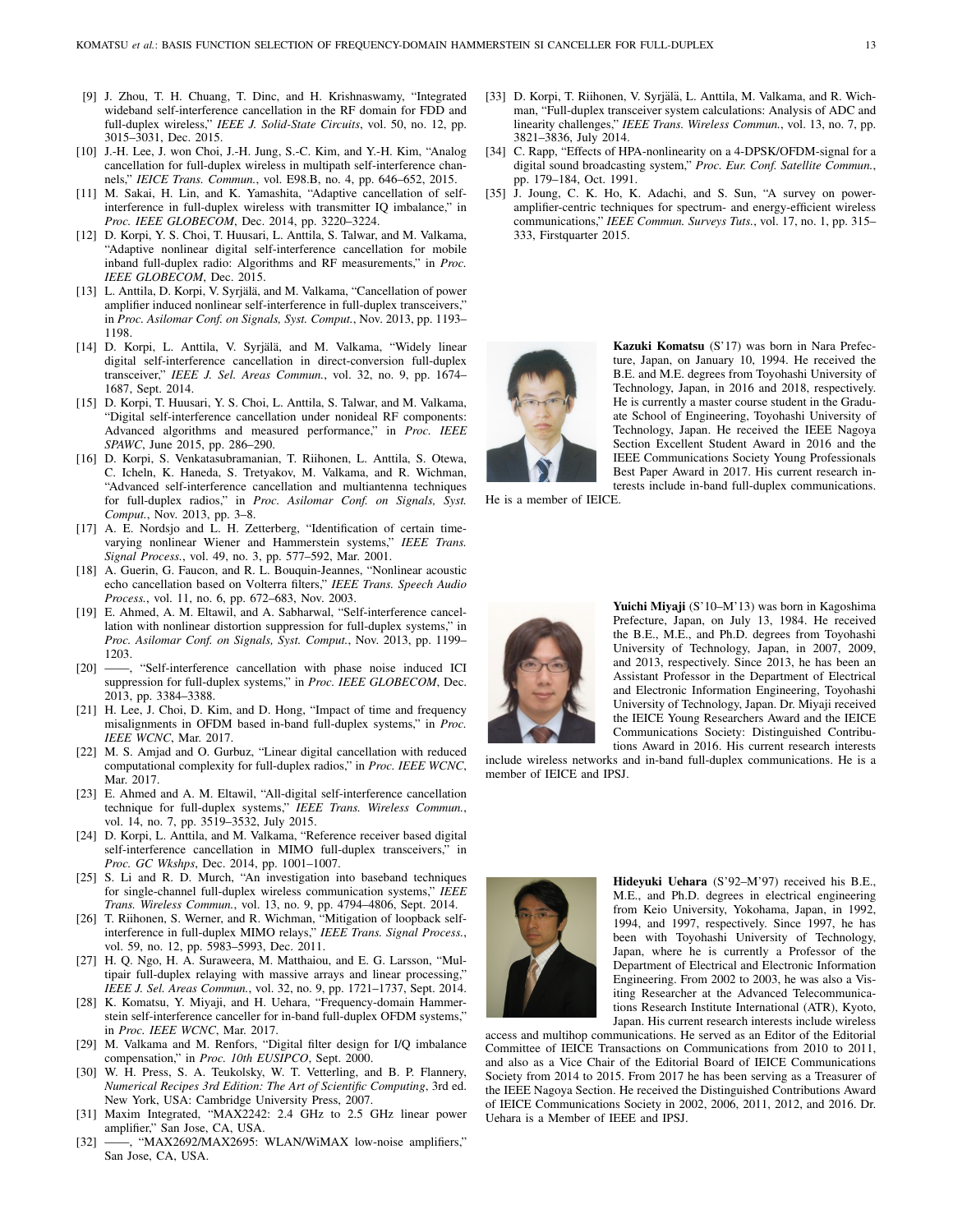[9] J. Zhou, T. H. Chuang, T. Dinc, and H. Krishnaswamy, "Integrated wideband self-interference cancellation in the RF domain for FDD and full-duplex wireless," *IEEE J. Solid-State Circuits*, vol. 50, no. 12, pp. 3015–3031, Dec. 2015.

[10] J.-H. Lee, J. won Choi, J.-H. Jung, S.-C. Kim, and Y.-H. Kim, "Analog cancellation for full-duplex wireless in multipath self-interference channels," *IEICE Trans. Commun.*, vol. E98.B, no. 4, pp. 646–652, 2015.

[11] M. Sakai, H. Lin, and K. Yamashita, "Adaptive cancellation of self-interference in full-duplex wireless with transmitter IQ imbalance," in *Proc. IEEE GLOBECOM*, Dec. 2014, pp. 3220–3224.

[12] D. Korpi, Y. S. Choi, T. Huusari, L. Anttila, S. Talwar, and M. Valkama, "Adaptive nonlinear digital self-interference cancellation for mobile inband full-duplex radio: Algorithms and RF measurements," in *Proc. IEEE GLOBECOM*, Dec. 2015.

[13] L. Anttila, D. Korpi, V. Syrjälä, and M. Valkama, "Cancellation of power amplifier induced nonlinear self-interference in full-duplex transceivers," in *Proc. Asilomar Conf. on Signals, Syst. Comput.*, Nov. 2013, pp. 1193–1198.

[14] D. Korpi, L. Anttila, V. Syrjälä, and M. Valkama, "Widely linear digital self-interference cancellation in direct-conversion full-duplex transceiver," *IEEE J. Sel. Areas Commun.*, vol. 32, no. 9, pp. 1674–1687, Sept. 2014.

[15] D. Korpi, T. Huusari, Y. S. Choi, L. Anttila, S. Talwar, and M. Valkama, "Digital self-interference cancellation under nonideal RF components: Advanced algorithms and measured performance," in *Proc. IEEE SPAWC*, June 2015, pp. 286–290.

[16] D. Korpi, S. Venkatasubramanian, T. Riihonen, L. Anttila, S. Otewa, C. Icheln, K. Haneda, S. Tretyakov, M. Valkama, and R. Wichman, "Advanced self-interference cancellation and multiantenna techniques for full-duplex radios," in *Proc. Asilomar Conf. on Signals, Syst. Comput.*, Nov. 2013, pp. 3–8.

[17] A. E. Nordsjo and L. H. Zetterberg, "Identification of certain time-varying nonlinear Wiener and Hammerstein systems," *IEEE Trans. Signal Process.*, vol. 49, no. 3, pp. 577–592, Mar. 2001.

[18] A. Guerin, G. Faucon, and R. L. Bouquin-Jeannes, "Nonlinear acoustic echo cancellation based on Volterra filters," *IEEE Trans. Speech Audio Process.*, vol. 11, no. 6, pp. 672–683, Nov. 2003.

[19] E. Ahmed, A. M. Eltawil, and A. Sabharwal, "Self-interference cancellation with nonlinear distortion suppression for full-duplex systems," in *Proc. Asilomar Conf. on Signals, Syst. Comput.*, Nov. 2013, pp. 1199–1203.

[20] ——, "Self-interference cancellation with phase noise induced ICI suppression for full-duplex systems," in *Proc. IEEE GLOBECOM*, Dec. 2013, pp. 3384–3388.

[21] H. Lee, J. Choi, D. Kim, and D. Hong, "Impact of time and frequency misalignments in OFDM based in-band full-duplex systems," in *Proc. IEEE WCNC*, Mar. 2017.

[22] M. S. Amjad and O. Gurbuz, "Linear digital cancellation with reduced computational complexity for full-duplex radios," in *Proc. IEEE WCNC*, Mar. 2017.

[23] E. Ahmed and A. M. Eltawil, "All-digital self-interference cancellation technique for full-duplex systems," *IEEE Trans. Wireless Commun.*, vol. 14, no. 7, pp. 3519–3532, July 2015.

[24] D. Korpi, L. Anttila, and M. Valkama, "Reference receiver based digital self-interference cancellation in MIMO full-duplex transceivers," in *Proc. GC Wkshps*, Dec. 2014, pp. 1001–1007.

[25] S. Li and R. D. Murch, "An investigation into baseband techniques for single-channel full-duplex wireless communication systems," *IEEE Trans. Wireless Commun.*, vol. 13, no. 9, pp. 4794–4806, Sept. 2014.

[26] T. Riihonen, S. Werner, and R. Wichman, "Mitigation of loopback self-interference in full-duplex MIMO relays," *IEEE Trans. Signal Process.*, vol. 59, no. 12, pp. 5983–5993, Dec. 2011.

[27] H. Q. Ngo, H. A. Suraweera, M. Matthaiou, and E. G. Larsson, "Multipair full-duplex relaying with massive arrays and linear processing," *IEEE J. Sel. Areas Commun.*, vol. 32, no. 9, pp. 1721–1737, Sept. 2014.

[28] K. Komatsu, Y. Miyaji, and H. Uehara, "Frequency-domain Hammerstein self-interference canceller for in-band full-duplex OFDM systems," in *Proc. IEEE WCNC*, Mar. 2017.

[29] M. Valkama and M. Renfors, "Digital filter design for I/Q imbalance compensation," in *Proc. 10th EUSIPCO*, Sept. 2000.

[30] W. H. Press, S. A. Teukolsky, W. T. Vetterling, and B. P. Flannery, *Numerical Recipes 3rd Edition: The Art of Scientific Computing*, 3rd ed. New York, USA: Cambridge University Press, 2007.

[31] Maxim Integrated, "MAX2242: 2.4 GHz to 2.5 GHz linear power amplifier," San Jose, CA, USA.

[32] ——, "MAX2692/MAX2695: WLAN/WiMAX low-noise amplifiers," San Jose, CA, USA.

[33] D. Korpi, T. Riihonen, V. Syrjälä, L. Anttila, M. Valkama, and R. Wichman, "Full-duplex transceiver system calculations: Analysis of ADC and linearity challenges," *IEEE Trans. Wireless Commun.*, vol. 13, no. 7, pp. 3821–3836, July 2014.

[34] C. Rapp, "Effects of HPA-nonlinearity on a 4-DPSK/OFDM-signal for a digital sound broadcasting system," *Proc. Eur. Conf. Satellite Commun.*, pp. 179–184, Oct. 1991.

[35] J. Joung, C. K. Ho, K. Adachi, and S. Sun, "A survey on power-amplifier-centric techniques for spectrum- and energy-efficient wireless communications," *IEEE Commun. Surveys Tuts.*, vol. 17, no. 1, pp. 315–333, Firstquarter 2015.

**Kazuki Komatsu** (S'17) was born in Nara Prefecture, Japan, on January 10, 1994. He received the B.E. and M.E. degrees from Toyohashi University of Technology, Japan, in 2016 and 2018, respectively. He is currently a master course student in the Graduate School of Engineering, Toyohashi University of Technology, Japan. He received the IEEE Nagoya Section Excellent Student Award in 2016 and the IEEE Communications Society Young Professionals Best Paper Award in 2017. His current research interests include in-band full-duplex communications. He is a member of IEICE.

**Yuichi Miyaji** (S'10–M'13) was born in Kagoshima Prefecture, Japan, on July 13, 1984. He received the B.E., M.E., and Ph.D. degrees from Toyohashi University of Technology, Japan, in 2007, 2009, and 2013, respectively. Since 2013, he has been an Assistant Professor in the Department of Electrical and Electronic Information Engineering, Toyohashi University of Technology, Japan. Dr. Miyaji received the IEICE Young Researchers Award and the IEICE Communications Society: Distinguished Contributions Award in 2016. His current research interests include wireless networks and in-band full-duplex communications. He is a member of IEICE and IPSJ.

**Hideyuki Uehara** (S'92–M'97) received his B.E., M.E., and Ph.D. degrees in electrical engineering from Keio University, Yokohama, Japan, in 1992, 1994, and 1997, respectively. Since 1997, he has been with Toyohashi University of Technology, Japan, where he is currently a Professor of the Department of Electrical and Electronic Information Engineering. From 2002 to 2003, he was also a Visiting Researcher at the Advanced Telecommunications Research Institute International (ATR), Kyoto, Japan. His current research interests include wireless access and multihop communications. He served as an Editor of the Editorial Committee of IEICE Transactions on Communications from 2010 to 2011, and also as a Vice Chair of the Editorial Board of IEICE Communications Society from 2014 to 2015. From 2017 he has been serving as a Treasurer of the IEEE Nagoya Section. He received the Distinguished Contributions Award of IEICE Communications Society in 2002, 2006, 2011, 2012, and 2016. Dr. Uehara is a Member of IEEE and IPSJ.